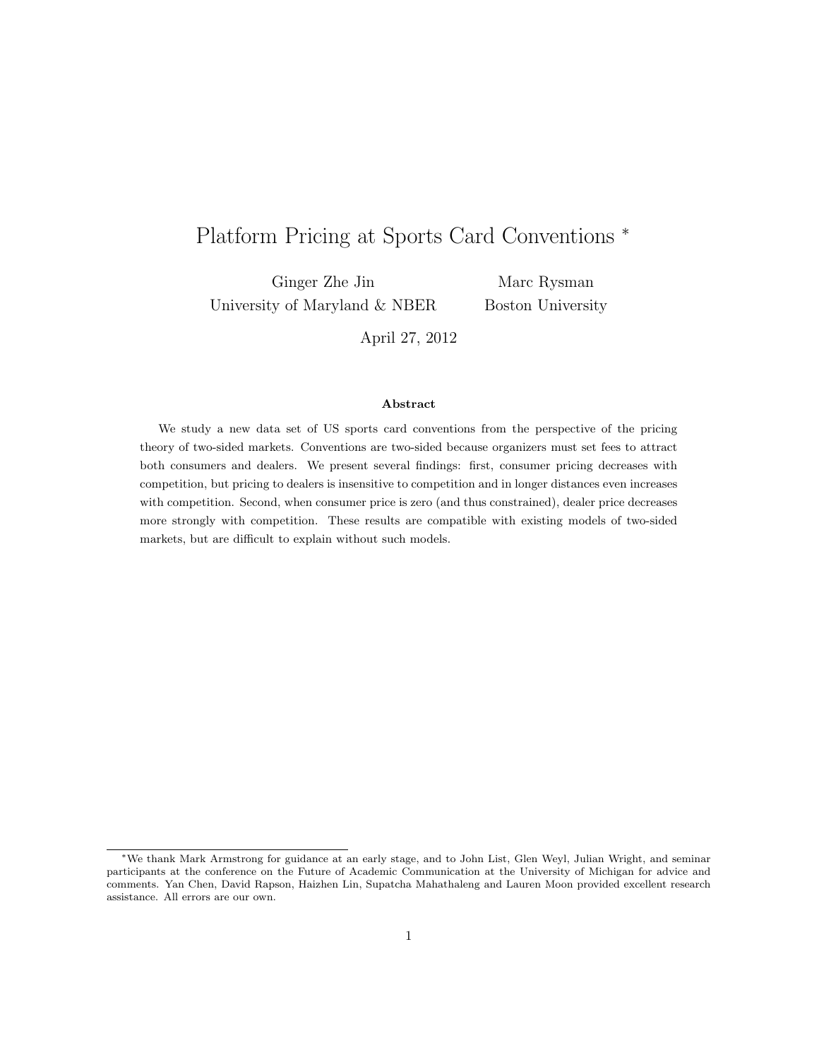# Platform Pricing at Sports Card Conventions *

Ginger Zhe Jin
University of Maryland & NBER

Marc Rysman
Boston University

April 27, 2012

### Abstract

We study a new data set of US sports card conventions from the perspective of the pricing theory of two-sided markets. Conventions are two-sided because organizers must set fees to attract both consumers and dealers. We present several findings: first, consumer pricing decreases with competition, but pricing to dealers is insensitive to competition and in longer distances even increases with competition. Second, when consumer price is zero (and thus constrained), dealer price decreases more strongly with competition. These results are compatible with existing models of two-sided markets, but are difficult to explain without such models.

---

*We thank Mark Armstrong for guidance at an early stage, and to John List, Glen Weyl, Julian Wright, and seminar participants at the conference on the Future of Academic Communication at the University of Michigan for advice and comments. Yan Chen, David Rapson, Haizhen Lin, Supatcha Mahathaleng and Lauren Moon provided excellent research assistance. All errors are our own.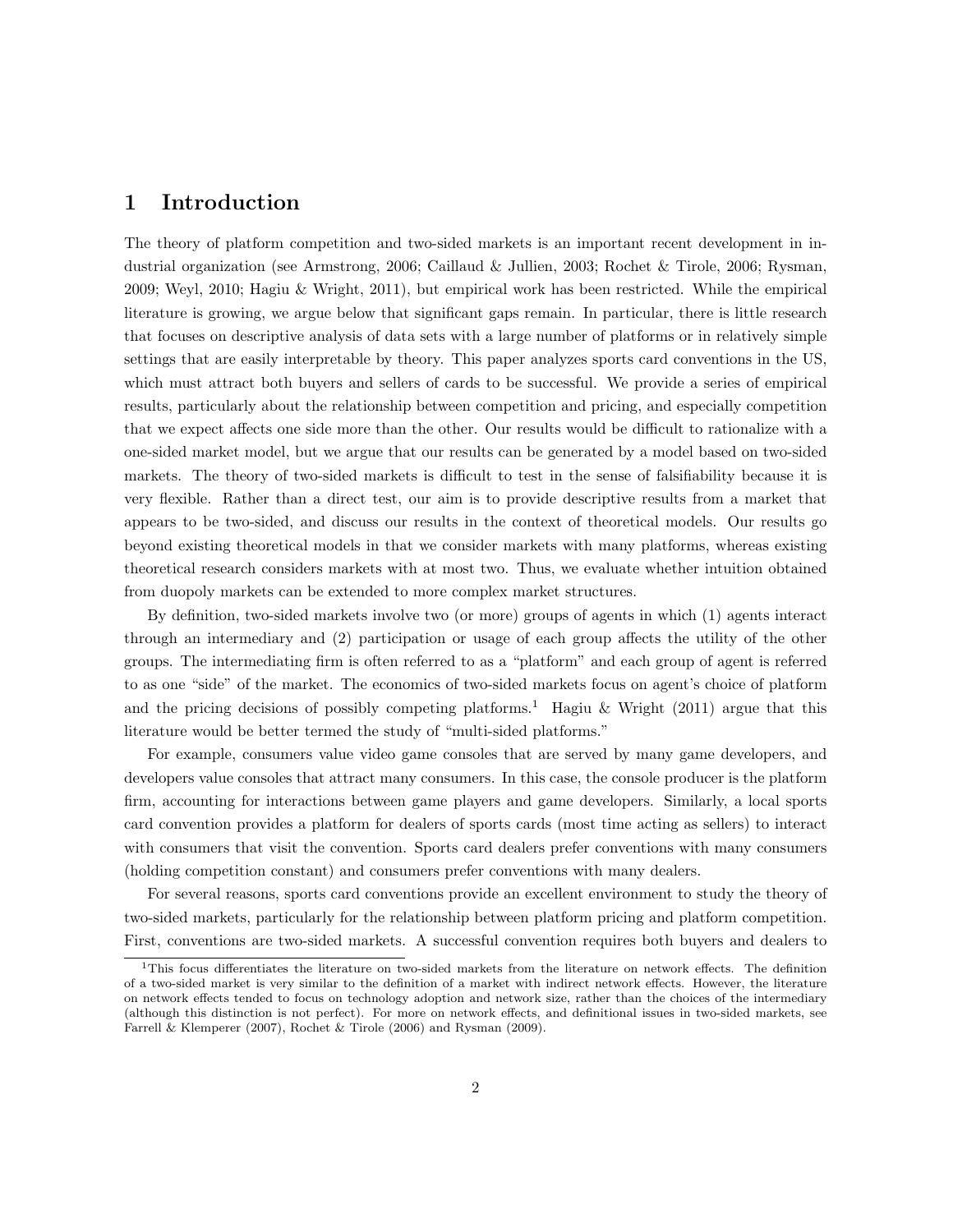# 1 Introduction

The theory of platform competition and two-sided markets is an important recent development in industrial organization (see Armstrong, 2006; Caillaud & Jullien, 2003; Rochet & Tirole, 2006; Rysman, 2009; Weyl, 2010; Hagiu & Wright, 2011), but empirical work has been restricted. While the empirical literature is growing, we argue below that significant gaps remain. In particular, there is little research that focuses on descriptive analysis of data sets with a large number of platforms or in relatively simple settings that are easily interpretable by theory. This paper analyzes sports card conventions in the US, which must attract both buyers and sellers of cards to be successful. We provide a series of empirical results, particularly about the relationship between competition and pricing, and especially competition that we expect affects one side more than the other. Our results would be difficult to rationalize with a one-sided market model, but we argue that our results can be generated by a model based on two-sided markets. The theory of two-sided markets is difficult to test in the sense of falsifiability because it is very flexible. Rather than a direct test, our aim is to provide descriptive results from a market that appears to be two-sided, and discuss our results in the context of theoretical models. Our results go beyond existing theoretical models in that we consider markets with many platforms, whereas existing theoretical research considers markets with at most two. Thus, we evaluate whether intuition obtained from duopoly markets can be extended to more complex market structures.

By definition, two-sided markets involve two (or more) groups of agents in which (1) agents interact through an intermediary and (2) participation or usage of each group affects the utility of the other groups. The intermediating firm is often referred to as a "platform" and each group of agent is referred to as one "side" of the market. The economics of two-sided markets focus on agent's choice of platform and the pricing decisions of possibly competing platforms.[1] Hagiu & Wright (2011) argue that this literature would be better termed the study of "multi-sided platforms."

For example, consumers value video game consoles that are served by many game developers, and developers value consoles that attract many consumers. In this case, the console producer is the platform firm, accounting for interactions between game players and game developers. Similarly, a local sports card convention provides a platform for dealers of sports cards (most time acting as sellers) to interact with consumers that visit the convention. Sports card dealers prefer conventions with many consumers (holding competition constant) and consumers prefer conventions with many dealers.

For several reasons, sports card conventions provide an excellent environment to study the theory of two-sided markets, particularly for the relationship between platform pricing and platform competition. First, conventions are two-sided markets. A successful convention requires both buyers and dealers to

[1] This focus differentiates the literature on two-sided markets from the literature on network effects. The definition of a two-sided market is very similar to the definition of a market with indirect network effects. However, the literature on network effects tended to focus on technology adoption and network size, rather than the choices of the intermediary (although this distinction is not perfect). For more on network effects, and definitional issues in two-sided markets, see Farrell & Klemperer (2007), Rochet & Tirole (2006) and Rysman (2009).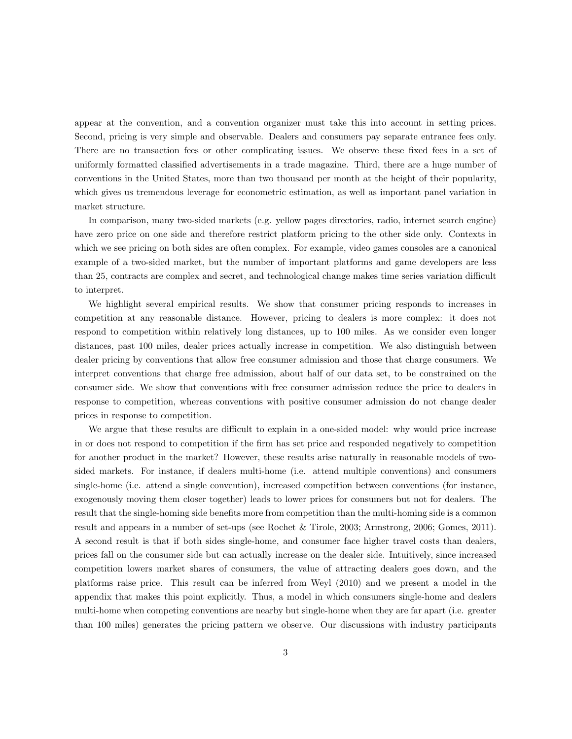appear at the convention, and a convention organizer must take this into account in setting prices. Second, pricing is very simple and observable. Dealers and consumers pay separate entrance fees only. There are no transaction fees or other complicating issues. We observe these fixed fees in a set of uniformly formatted classified advertisements in a trade magazine. Third, there are a huge number of conventions in the United States, more than two thousand per month at the height of their popularity, which gives us tremendous leverage for econometric estimation, as well as important panel variation in market structure.

In comparison, many two-sided markets (e.g. yellow pages directories, radio, internet search engine) have zero price on one side and therefore restrict platform pricing to the other side only. Contexts in which we see pricing on both sides are often complex. For example, video games consoles are a canonical example of a two-sided market, but the number of important platforms and game developers are less than 25, contracts are complex and secret, and technological change makes time series variation difficult to interpret.

We highlight several empirical results. We show that consumer pricing responds to increases in competition at any reasonable distance. However, pricing to dealers is more complex: it does not respond to competition within relatively long distances, up to 100 miles. As we consider even longer distances, past 100 miles, dealer prices actually increase in competition. We also distinguish between dealer pricing by conventions that allow free consumer admission and those that charge consumers. We interpret conventions that charge free admission, about half of our data set, to be constrained on the consumer side. We show that conventions with free consumer admission reduce the price to dealers in response to competition, whereas conventions with positive consumer admission do not change dealer prices in response to competition.

We argue that these results are difficult to explain in a one-sided model: why would price increase in or does not respond to competition if the firm has set price and responded negatively to competition for another product in the market? However, these results arise naturally in reasonable models of two-sided markets. For instance, if dealers multi-home (i.e. attend multiple conventions) and consumers single-home (i.e. attend a single convention), increased competition between conventions (for instance, exogenously moving them closer together) leads to lower prices for consumers but not for dealers. The result that the single-homing side benefits more from competition than the multi-homing side is a common result and appears in a number of set-ups (see Rochet & Tirole, 2003; Armstrong, 2006; Gomes, 2011). A second result is that if both sides single-home, and consumer face higher travel costs than dealers, prices fall on the consumer side but can actually increase on the dealer side. Intuitively, since increased competition lowers market shares of consumers, the value of attracting dealers goes down, and the platforms raise price. This result can be inferred from Weyl (2010) and we present a model in the appendix that makes this point explicitly. Thus, a model in which consumers single-home and dealers multi-home when competing conventions are nearby but single-home when they are far apart (i.e. greater than 100 miles) generates the pricing pattern we observe. Our discussions with industry participants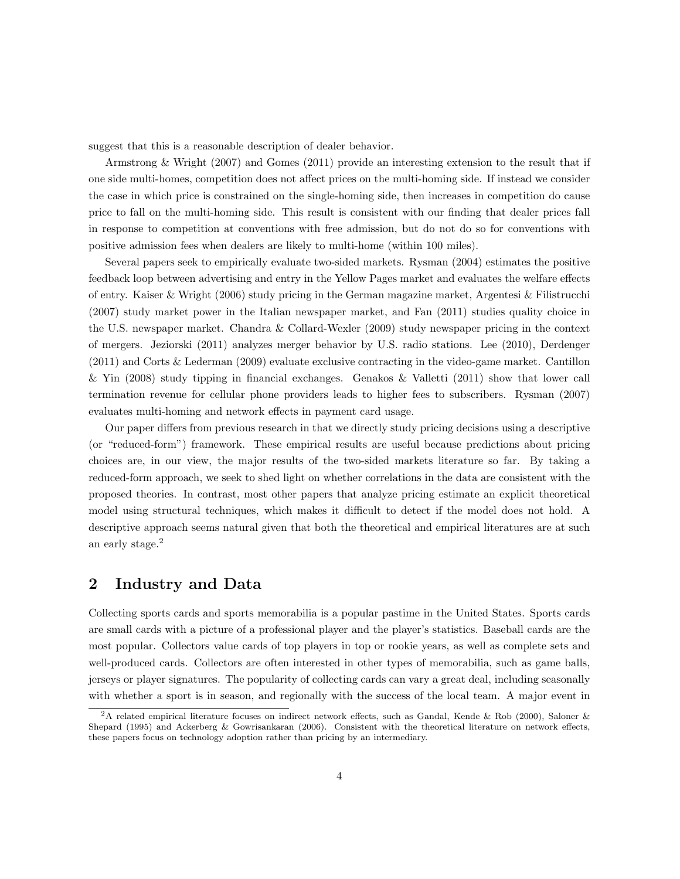suggest that this is a reasonable description of dealer behavior.

Armstrong & Wright (2007) and Gomes (2011) provide an interesting extension to the result that if one side multi-homes, competition does not affect prices on the multi-homing side. If instead we consider the case in which price is constrained on the single-homing side, then increases in competition do cause price to fall on the multi-homing side. This result is consistent with our finding that dealer prices fall in response to competition at conventions with free admission, but do not do so for conventions with positive admission fees when dealers are likely to multi-home (within 100 miles).

Several papers seek to empirically evaluate two-sided markets. Rysman (2004) estimates the positive feedback loop between advertising and entry in the Yellow Pages market and evaluates the welfare effects of entry. Kaiser & Wright (2006) study pricing in the German magazine market, Argentesi & Filistrucchi (2007) study market power in the Italian newspaper market, and Fan (2011) studies quality choice in the U.S. newspaper market. Chandra & Collard-Wexler (2009) study newspaper pricing in the context of mergers. Jeziorski (2011) analyzes merger behavior by U.S. radio stations. Lee (2010), Derdenger (2011) and Corts & Lederman (2009) evaluate exclusive contracting in the video-game market. Cantillon & Yin (2008) study tipping in financial exchanges. Genakos & Valletti (2011) show that lower call termination revenue for cellular phone providers leads to higher fees to subscribers. Rysman (2007) evaluates multi-homing and network effects in payment card usage.

Our paper differs from previous research in that we directly study pricing decisions using a descriptive (or "reduced-form") framework. These empirical results are useful because predictions about pricing choices are, in our view, the major results of the two-sided markets literature so far. By taking a reduced-form approach, we seek to shed light on whether correlations in the data are consistent with the proposed theories. In contrast, most other papers that analyze pricing estimate an explicit theoretical model using structural techniques, which makes it difficult to detect if the model does not hold. A descriptive approach seems natural given that both the theoretical and empirical literatures are at such an early stage.[2]

## 2 Industry and Data

Collecting sports cards and sports memorabilia is a popular pastime in the United States. Sports cards are small cards with a picture of a professional player and the player's statistics. Baseball cards are the most popular. Collectors value cards of top players in top or rookie years, as well as complete sets and well-produced cards. Collectors are often interested in other types of memorabilia, such as game balls, jerseys or player signatures. The popularity of collecting cards can vary a great deal, including seasonally with whether a sport is in season, and regionally with the success of the local team. A major event in

[2] A related empirical literature focuses on indirect network effects, such as Gandal, Kende & Rob (2000), Saloner & Shepard (1995) and Ackerberg & Gowrisankaran (2006). Consistent with the theoretical literature on network effects, these papers focus on technology adoption rather than pricing by an intermediary.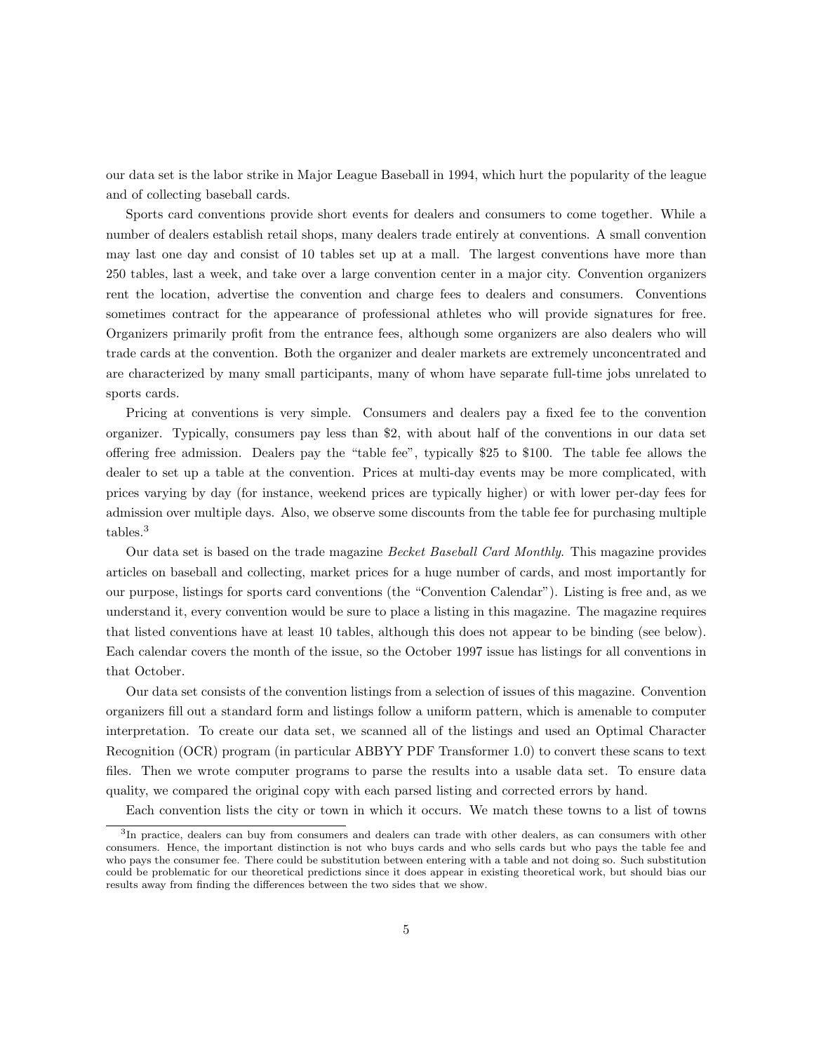our data set is the labor strike in Major League Baseball in 1994, which hurt the popularity of the league and of collecting baseball cards.

Sports card conventions provide short events for dealers and consumers to come together. While a number of dealers establish retail shops, many dealers trade entirely at conventions. A small convention may last one day and consist of 10 tables set up at a mall. The largest conventions have more than 250 tables, last a week, and take over a large convention center in a major city. Convention organizers rent the location, advertise the convention and charge fees to dealers and consumers. Conventions sometimes contract for the appearance of professional athletes who will provide signatures for free. Organizers primarily profit from the entrance fees, although some organizers are also dealers who will trade cards at the convention. Both the organizer and dealer markets are extremely unconcentrated and are characterized by many small participants, many of whom have separate full-time jobs unrelated to sports cards.

Pricing at conventions is very simple. Consumers and dealers pay a fixed fee to the convention organizer. Typically, consumers pay less than \$2, with about half of the conventions in our data set offering free admission. Dealers pay the "table fee", typically \$25 to \$100. The table fee allows the dealer to set up a table at the convention. Prices at multi-day events may be more complicated, with prices varying by day (for instance, weekend prices are typically higher) or with lower per-day fees for admission over multiple days. Also, we observe some discounts from the table fee for purchasing multiple tables.[3]

Our data set is based on the trade magazine *Becket Baseball Card Monthly*. This magazine provides articles on baseball and collecting, market prices for a huge number of cards, and most importantly for our purpose, listings for sports card conventions (the "Convention Calendar"). Listing is free and, as we understand it, every convention would be sure to place a listing in this magazine. The magazine requires that listed conventions have at least 10 tables, although this does not appear to be binding (see below). Each calendar covers the month of the issue, so the October 1997 issue has listings for all conventions in that October.

Our data set consists of the convention listings from a selection of issues of this magazine. Convention organizers fill out a standard form and listings follow a uniform pattern, which is amenable to computer interpretation. To create our data set, we scanned all of the listings and used an Optimal Character Recognition (OCR) program (in particular ABBYY PDF Transformer 1.0) to convert these scans to text files. Then we wrote computer programs to parse the results into a usable data set. To ensure data quality, we compared the original copy with each parsed listing and corrected errors by hand.

Each convention lists the city or town in which it occurs. We match these towns to a list of towns

[3] In practice, dealers can buy from consumers and dealers can trade with other dealers, as can consumers with other consumers. Hence, the important distinction is not who buys cards and who sells cards but who pays the table fee and who pays the consumer fee. There could be substitution between entering with a table and not doing so. Such substitution could be problematic for our theoretical predictions since it does appear in existing theoretical work, but should bias our results away from finding the differences between the two sides that we show.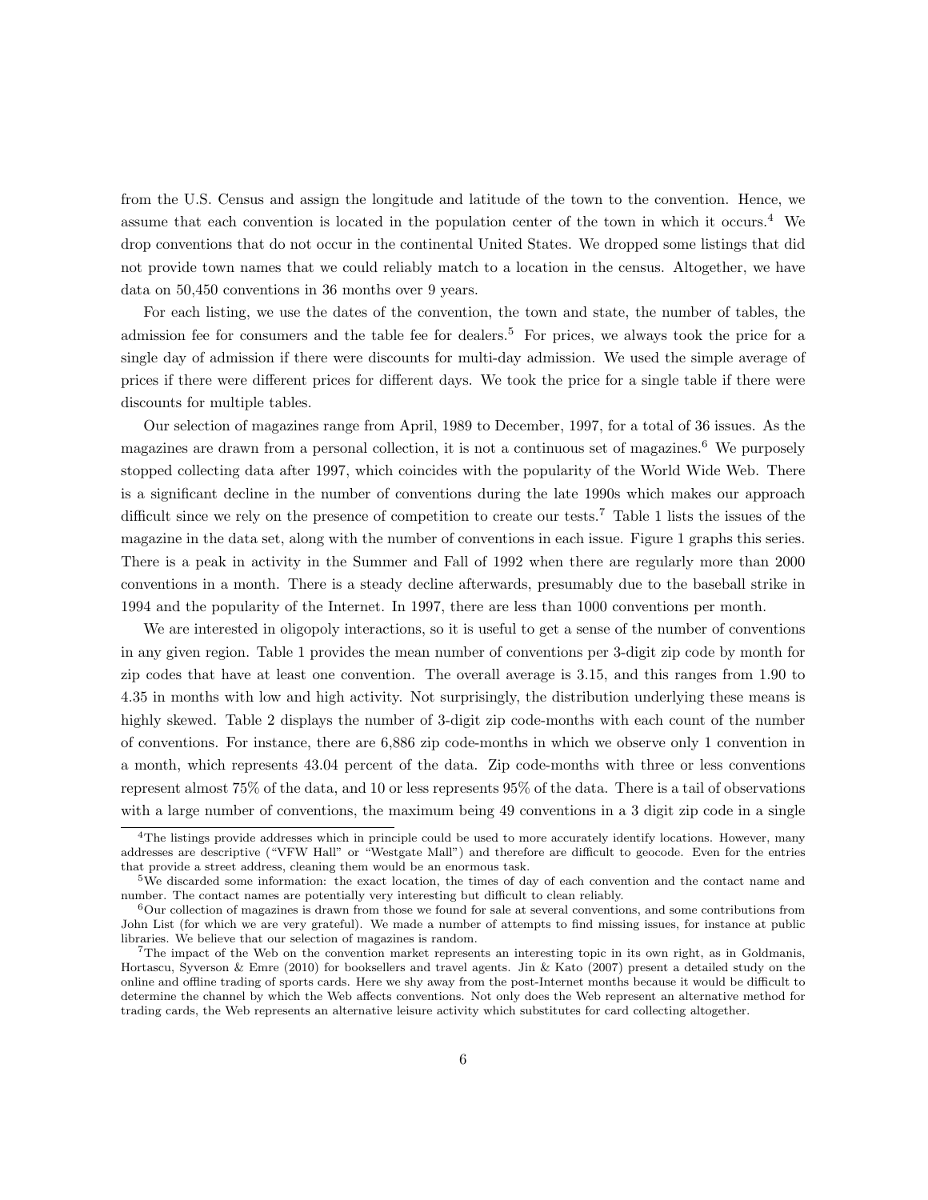from the U.S. Census and assign the longitude and latitude of the town to the convention. Hence, we assume that each convention is located in the population center of the town in which it occurs.[4] We drop conventions that do not occur in the continental United States. We dropped some listings that did not provide town names that we could reliably match to a location in the census. Altogether, we have data on 50,450 conventions in 36 months over 9 years.

For each listing, we use the dates of the convention, the town and state, the number of tables, the admission fee for consumers and the table fee for dealers.[5] For prices, we always took the price for a single day of admission if there were discounts for multi-day admission. We used the simple average of prices if there were different prices for different days. We took the price for a single table if there were discounts for multiple tables.

Our selection of magazines range from April, 1989 to December, 1997, for a total of 36 issues. As the magazines are drawn from a personal collection, it is not a continuous set of magazines.[6] We purposely stopped collecting data after 1997, which coincides with the popularity of the World Wide Web. There is a significant decline in the number of conventions during the late 1990s which makes our approach difficult since we rely on the presence of competition to create our tests.[7] Table 1 lists the issues of the magazine in the data set, along with the number of conventions in each issue. Figure 1 graphs this series. There is a peak in activity in the Summer and Fall of 1992 when there are regularly more than 2000 conventions in a month. There is a steady decline afterwards, presumably due to the baseball strike in 1994 and the popularity of the Internet. In 1997, there are less than 1000 conventions per month.

We are interested in oligopoly interactions, so it is useful to get a sense of the number of conventions in any given region. Table 1 provides the mean number of conventions per 3-digit zip code by month for zip codes that have at least one convention. The overall average is 3.15, and this ranges from 1.90 to 4.35 in months with low and high activity. Not surprisingly, the distribution underlying these means is highly skewed. Table 2 displays the number of 3-digit zip code-months with each count of the number of conventions. For instance, there are 6,886 zip code-months in which we observe only 1 convention in a month, which represents 43.04 percent of the data. Zip code-months with three or less conventions represent almost 75% of the data, and 10 or less represents 95% of the data. There is a tail of observations with a large number of conventions, the maximum being 49 conventions in a 3 digit zip code in a single

[4]The listings provide addresses which in principle could be used to more accurately identify locations. However, many addresses are descriptive ("VFW Hall" or "Westgate Mall") and therefore are difficult to geocode. Even for the entries that provide a street address, cleaning them would be an enormous task.

[5]We discarded some information: the exact location, the times of day of each convention and the contact name and number. The contact names are potentially very interesting but difficult to clean reliably.

[6]Our collection of magazines is drawn from those we found for sale at several conventions, and some contributions from John List (for which we are very grateful). We made a number of attempts to find missing issues, for instance at public libraries. We believe that our selection of magazines is random.

[7]The impact of the Web on the convention market represents an interesting topic in its own right, as in Goldmanis, Hortacsu, Syverson & Emre (2010) for booksellers and travel agents. Jin & Kato (2007) present a detailed study on the online and offline trading of sports cards. Here we shy away from the post-Internet months because it would be difficult to determine the channel by which the Web affects conventions. Not only does the Web represent an alternative method for trading cards, the Web represents an alternative leisure activity which substitutes for card collecting altogether.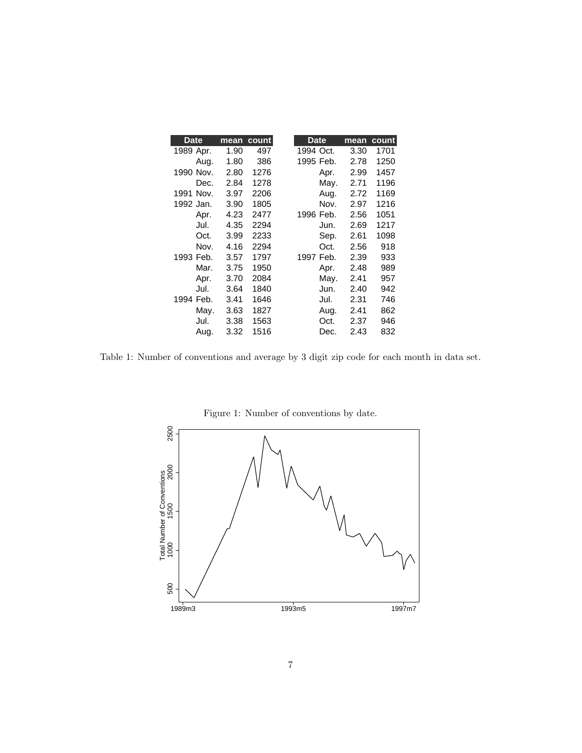| Date | | mean | count | Date | | mean | count |
|---|---|---|---|---|---|---|---|
| 1989 | Apr. | 1.90 | 497 | 1994 | Oct. | 3.30 | 1701 |
| | Aug. | 1.80 | 386 | 1995 | Feb. | 2.78 | 1250 |
| 1990 | Nov. | 2.80 | 1276 | | Apr. | 2.99 | 1457 |
| | Dec. | 2.84 | 1278 | | May. | 2.71 | 1196 |
| 1991 | Nov. | 3.97 | 2206 | | Aug. | 2.72 | 1169 |
| 1992 | Jan. | 3.90 | 1805 | | Nov. | 2.97 | 1216 |
| | Apr. | 4.23 | 2477 | 1996 | Feb. | 2.56 | 1051 |
| | Jul. | 4.35 | 2294 | | Jun. | 2.69 | 1217 |
| | Oct. | 3.99 | 2233 | | Sep. | 2.61 | 1098 |
| | Nov. | 4.16 | 2294 | | Oct. | 2.56 | 918 |
| 1993 | Feb. | 3.57 | 1797 | 1997 | Feb. | 2.39 | 933 |
| | Mar. | 3.75 | 1950 | | Apr. | 2.48 | 989 |
| | Apr. | 3.70 | 2084 | | May. | 2.41 | 957 |
| | Jul. | 3.64 | 1840 | | Jun. | 2.40 | 942 |
| 1994 | Feb. | 3.41 | 1646 | | Jul. | 2.31 | 746 |
| | May. | 3.63 | 1827 | | Aug. | 2.41 | 862 |
| | Jul. | 3.38 | 1563 | | Oct. | 2.37 | 946 |
| | Aug. | 3.32 | 1516 | | Dec. | 2.43 | 832 |

Table 1: Number of conventions and average by 3 digit zip code for each month in data set.

Figure 1: Number of conventions by date.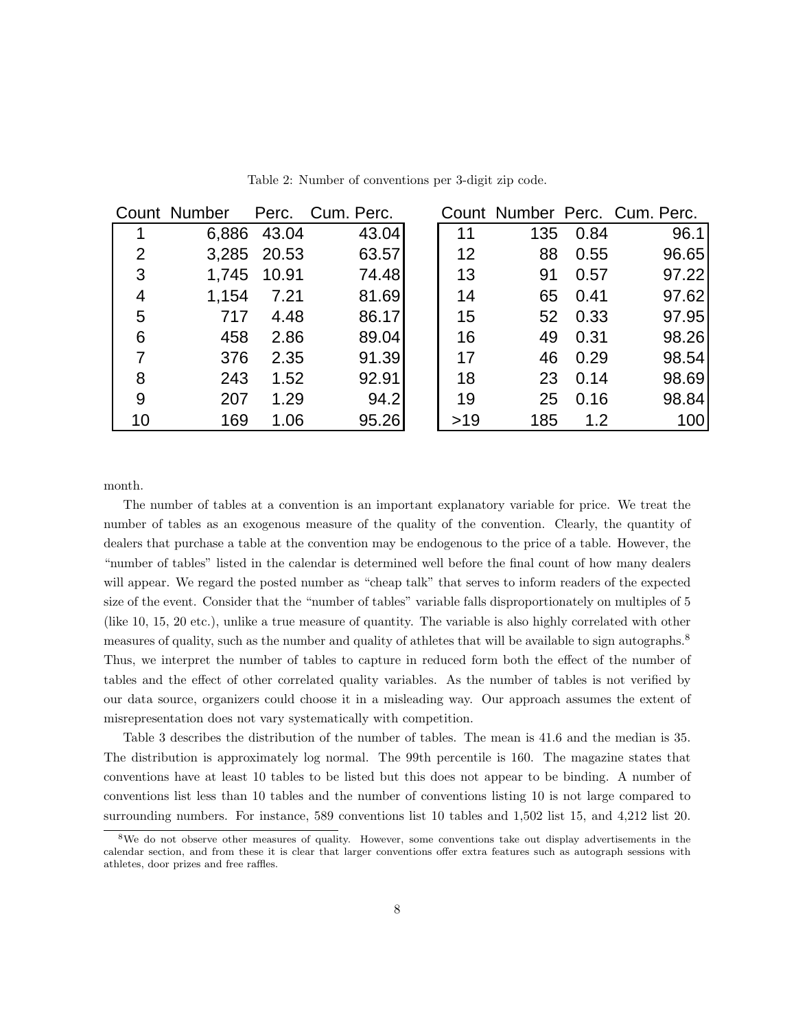Table 2: Number of conventions per 3-digit zip code.

| Count | Number | Perc. | Cum. Perc. | Count | Number | Perc. | Cum. Perc. |
|---|---|---|---|---|---|---|---|
| 1 | 6,886 | 43.04 | 43.04 | 11 | 135 | 0.84 | 96.1 |
| 2 | 3,285 | 20.53 | 63.57 | 12 | 88 | 0.55 | 96.65 |
| 3 | 1,745 | 10.91 | 74.48 | 13 | 91 | 0.57 | 97.22 |
| 4 | 1,154 | 7.21 | 81.69 | 14 | 65 | 0.41 | 97.62 |
| 5 | 717 | 4.48 | 86.17 | 15 | 52 | 0.33 | 97.95 |
| 6 | 458 | 2.86 | 89.04 | 16 | 49 | 0.31 | 98.26 |
| 7 | 376 | 2.35 | 91.39 | 17 | 46 | 0.29 | 98.54 |
| 8 | 243 | 1.52 | 92.91 | 18 | 23 | 0.14 | 98.69 |
| 9 | 207 | 1.29 | 94.2 | 19 | 25 | 0.16 | 98.84 |
| 10 | 169 | 1.06 | 95.26 | >19 | 185 | 1.2 | 100 |

month.

The number of tables at a convention is an important explanatory variable for price. We treat the number of tables as an exogenous measure of the quality of the convention. Clearly, the quantity of dealers that purchase a table at the convention may be endogenous to the price of a table. However, the "number of tables" listed in the calendar is determined well before the final count of how many dealers will appear. We regard the posted number as "cheap talk" that serves to inform readers of the expected size of the event. Consider that the "number of tables" variable falls disproportionately on multiples of 5 (like 10, 15, 20 etc.), unlike a true measure of quantity. The variable is also highly correlated with other measures of quality, such as the number and quality of athletes that will be available to sign autographs.[8] Thus, we interpret the number of tables to capture in reduced form both the effect of the number of tables and the effect of other correlated quality variables. As the number of tables is not verified by our data source, organizers could choose it in a misleading way. Our approach assumes the extent of misrepresentation does not vary systematically with competition.

Table 3 describes the distribution of the number of tables. The mean is 41.6 and the median is 35. The distribution is approximately log normal. The 99th percentile is 160. The magazine states that conventions have at least 10 tables to be listed but this does not appear to be binding. A number of conventions list less than 10 tables and the number of conventions listing 10 is not large compared to surrounding numbers. For instance, 589 conventions list 10 tables and 1,502 list 15, and 4,212 list 20.

[8] We do not observe other measures of quality. However, some conventions take out display advertisements in the calendar section, and from these it is clear that larger conventions offer extra features such as autograph sessions with athletes, door prizes and free raffles.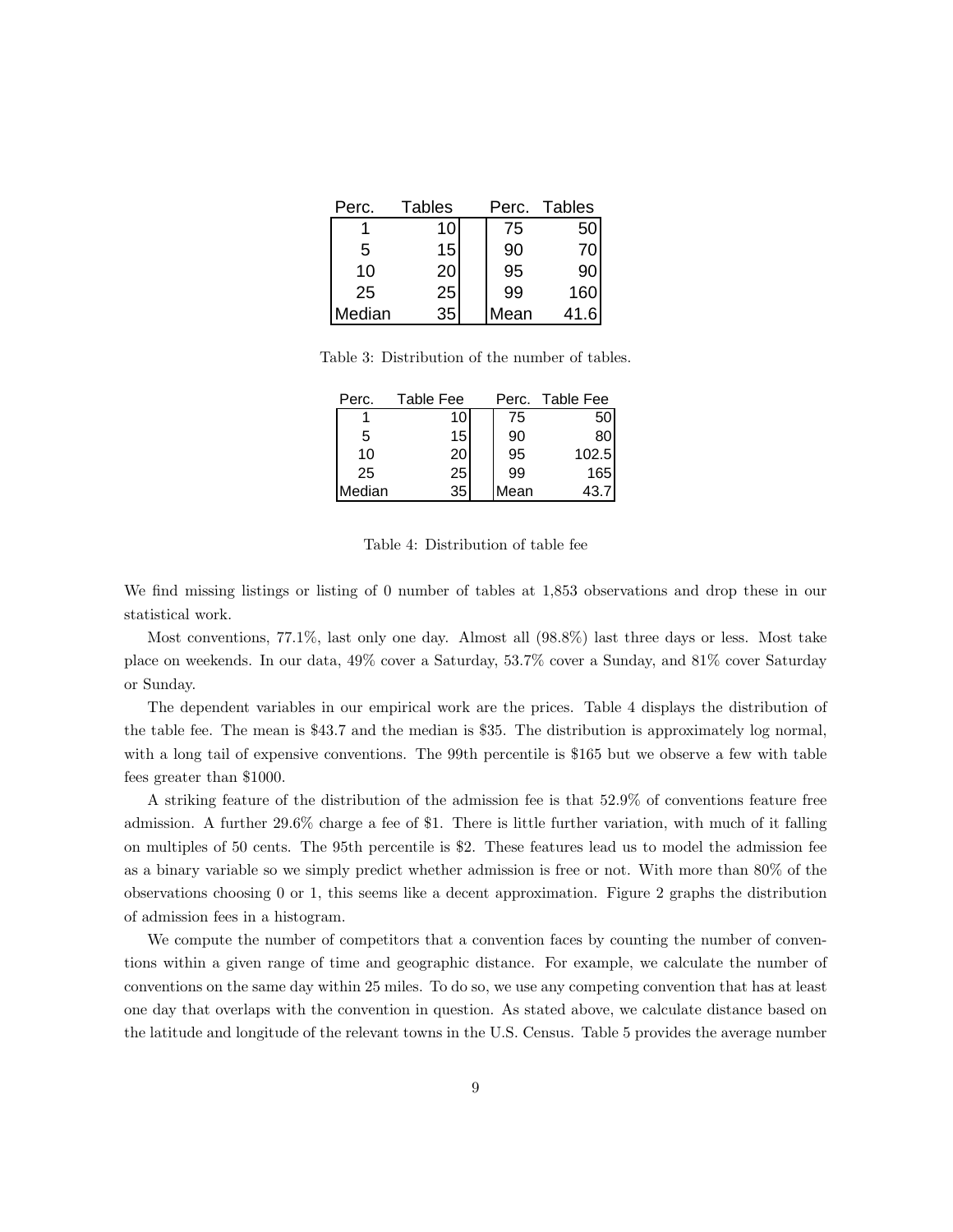| Perc. | Tables | Perc. | Tables |
|---|---|---|---|
| 1 | 10 | 75 | 50 |
| 5 | 15 | 90 | 70 |
| 10 | 20 | 95 | 90 |
| 25 | 25 | 99 | 160 |
| Median | 35 | Mean | 41.6 |

Table 3: Distribution of the number of tables.

| Perc. | Table Fee | Perc. | Table Fee |
|---|---|---|---|
| 1 | 10 | 75 | 50 |
| 5 | 15 | 90 | 80 |
| 10 | 20 | 95 | 102.5 |
| 25 | 25 | 99 | 165 |
| Median | 35 | Mean | 43.7 |

Table 4: Distribution of table fee

We find missing listings or listing of 0 number of tables at 1,853 observations and drop these in our statistical work.

Most conventions, 77.1%, last only one day. Almost all (98.8%) last three days or less. Most take place on weekends. In our data, 49% cover a Saturday, 53.7% cover a Sunday, and 81% cover Saturday or Sunday.

The dependent variables in our empirical work are the prices. Table 4 displays the distribution of the table fee. The mean is \$43.7 and the median is \$35. The distribution is approximately log normal, with a long tail of expensive conventions. The 99th percentile is \$165 but we observe a few with table fees greater than \$1000.

A striking feature of the distribution of the admission fee is that 52.9% of conventions feature free admission. A further 29.6% charge a fee of \$1. There is little further variation, with much of it falling on multiples of 50 cents. The 95th percentile is \$2. These features lead us to model the admission fee as a binary variable so we simply predict whether admission is free or not. With more than 80% of the observations choosing 0 or 1, this seems like a decent approximation. Figure 2 graphs the distribution of admission fees in a histogram.

We compute the number of competitors that a convention faces by counting the number of conventions within a given range of time and geographic distance. For example, we calculate the number of conventions on the same day within 25 miles. To do so, we use any competing convention that has at least one day that overlaps with the convention in question. As stated above, we calculate distance based on the latitude and longitude of the relevant towns in the U.S. Census. Table 5 provides the average number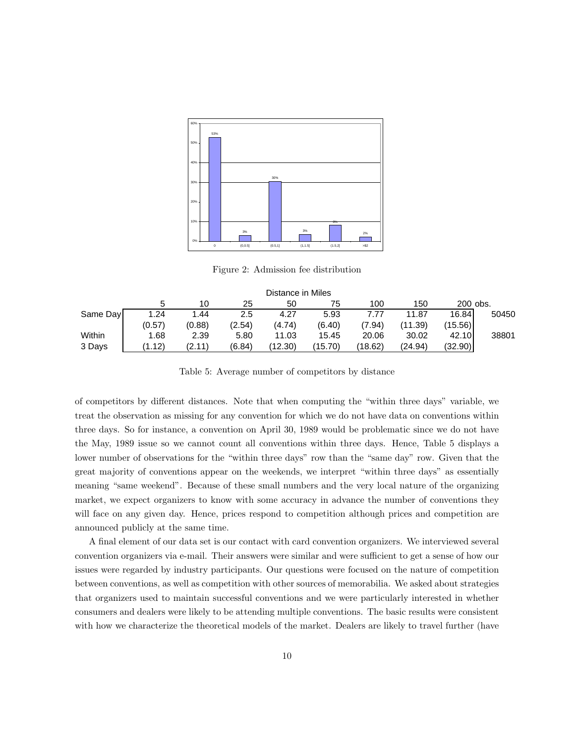Figure 2: Admission fee distribution

| | Distance in Miles | | | | | | | | |
|---|---|---|---|---|---|---|---|---|---|
| | 5 | 10 | 25 | 50 | 75 | 100 | 150 | 200 | obs. |
| Same Day | 1.24 | 1.44 | 2.5 | 4.27 | 5.93 | 7.77 | 11.87 | 16.84 | 50450 |
| | (0.57) | (0.88) | (2.54) | (4.74) | (6.40) | (7.94) | (11.39) | (15.56) | |
| Within 3 Days | 1.68 | 2.39 | 5.80 | 11.03 | 15.45 | 20.06 | 30.02 | 42.10 | 38801 |
| | (1.12) | (2.11) | (6.84) | (12.30) | (15.70) | (18.62) | (24.94) | (32.90) | |

Table 5: Average number of competitors by distance

of competitors by different distances. Note that when computing the "within three days" variable, we treat the observation as missing for any convention for which we do not have data on conventions within three days. So for instance, a convention on April 30, 1989 would be problematic since we do not have the May, 1989 issue so we cannot count all conventions within three days. Hence, Table 5 displays a lower number of observations for the "within three days" row than the "same day" row. Given that the great majority of conventions appear on the weekends, we interpret "within three days" as essentially meaning "same weekend". Because of these small numbers and the very local nature of the organizing market, we expect organizers to know with some accuracy in advance the number of conventions they will face on any given day. Hence, prices respond to competition although prices and competition are announced publicly at the same time.

A final element of our data set is our contact with card convention organizers. We interviewed several convention organizers via e-mail. Their answers were similar and were sufficient to get a sense of how our issues were regarded by industry participants. Our questions were focused on the nature of competition between conventions, as well as competition with other sources of memorabilia. We asked about strategies that organizers used to maintain successful conventions and we were particularly interested in whether consumers and dealers were likely to be attending multiple conventions. The basic results were consistent with how we characterize the theoretical models of the market. Dealers are likely to travel further (have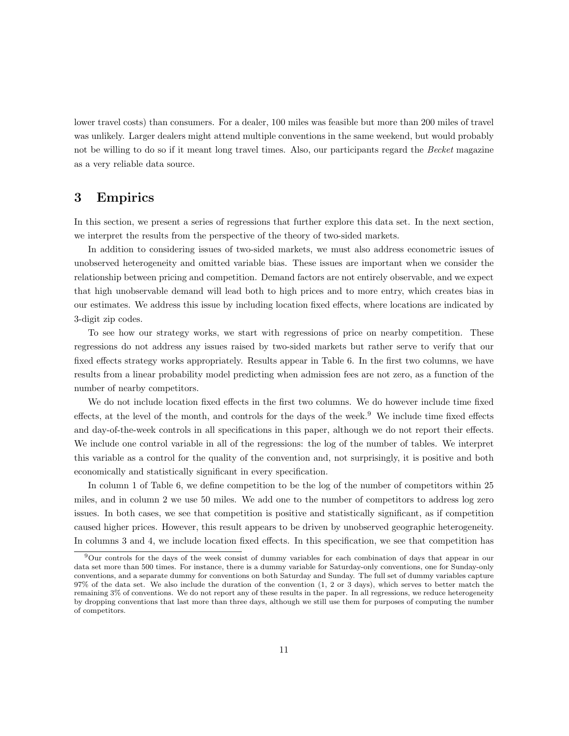lower travel costs) than consumers. For a dealer, 100 miles was feasible but more than 200 miles of travel was unlikely. Larger dealers might attend multiple conventions in the same weekend, but would probably not be willing to do so if it meant long travel times. Also, our participants regard the *Becket* magazine as a very reliable data source.

## 3 Empirics

In this section, we present a series of regressions that further explore this data set. In the next section, we interpret the results from the perspective of the theory of two-sided markets.

In addition to considering issues of two-sided markets, we must also address econometric issues of unobserved heterogeneity and omitted variable bias. These issues are important when we consider the relationship between pricing and competition. Demand factors are not entirely observable, and we expect that high unobservable demand will lead both to high prices and to more entry, which creates bias in our estimates. We address this issue by including location fixed effects, where locations are indicated by 3-digit zip codes.

To see how our strategy works, we start with regressions of price on nearby competition. These regressions do not address any issues raised by two-sided markets but rather serve to verify that our fixed effects strategy works appropriately. Results appear in Table 6. In the first two columns, we have results from a linear probability model predicting when admission fees are not zero, as a function of the number of nearby competitors.

We do not include location fixed effects in the first two columns. We do however include time fixed effects, at the level of the month, and controls for the days of the week.[9] We include time fixed effects and day-of-the-week controls in all specifications in this paper, although we do not report their effects. We include one control variable in all of the regressions: the log of the number of tables. We interpret this variable as a control for the quality of the convention and, not surprisingly, it is positive and both economically and statistically significant in every specification.

In column 1 of Table 6, we define competition to be the log of the number of competitors within 25 miles, and in column 2 we use 50 miles. We add one to the number of competitors to address log zero issues. In both cases, we see that competition is positive and statistically significant, as if competition caused higher prices. However, this result appears to be driven by unobserved geographic heterogeneity. In columns 3 and 4, we include location fixed effects. In this specification, we see that competition has

[9] Our controls for the days of the week consist of dummy variables for each combination of days that appear in our data set more than 500 times. For instance, there is a dummy variable for Saturday-only conventions, one for Sunday-only conventions, and a separate dummy for conventions on both Saturday and Sunday. The full set of dummy variables capture 97% of the data set. We also include the duration of the convention (1, 2 or 3 days), which serves to better match the remaining 3% of conventions. We do not report any of these results in the paper. In all regressions, we reduce heterogeneity by dropping conventions that last more than three days, although we still use them for purposes of computing the number of competitors.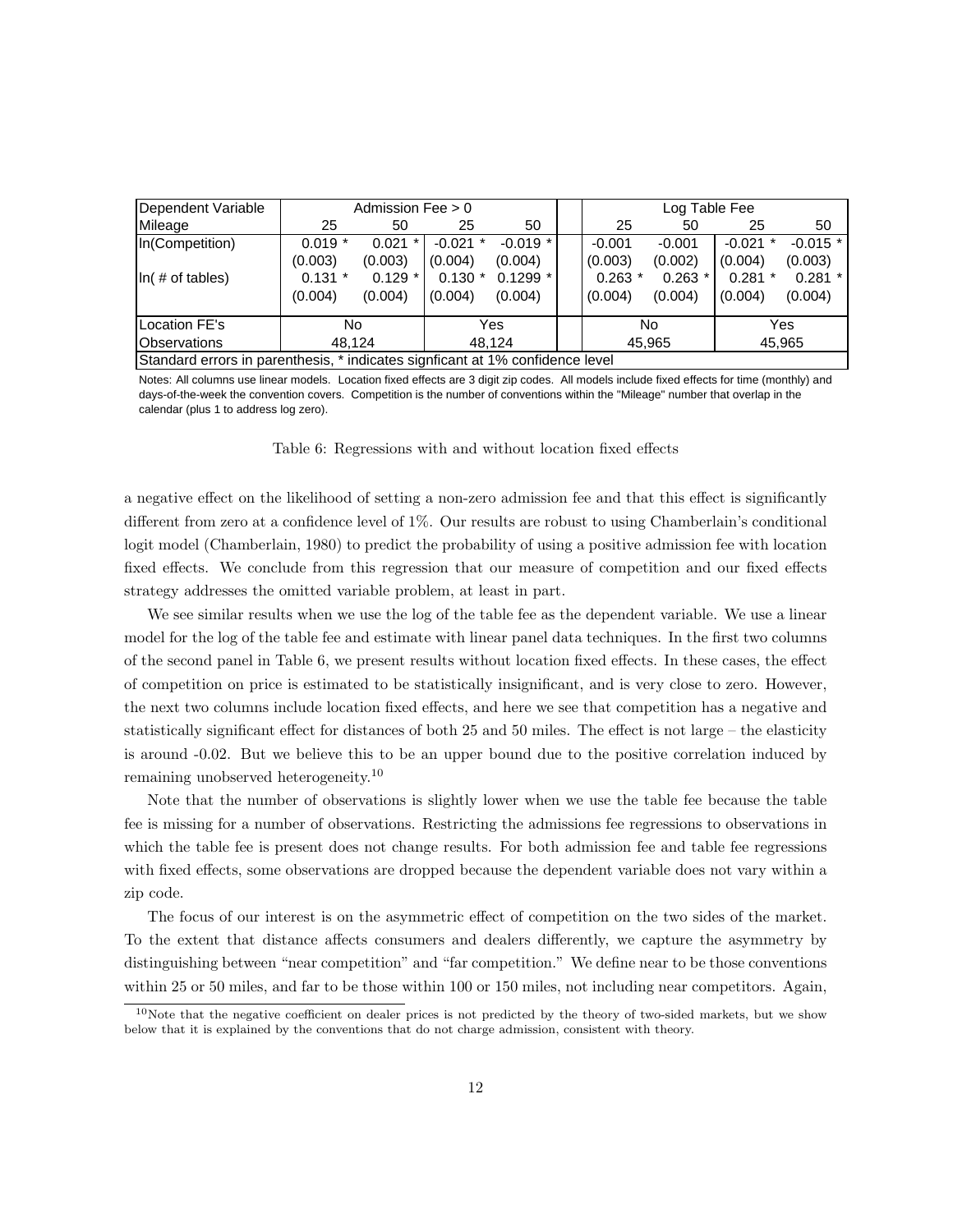| Dependent Variable | Admission Fee > 0 | | | | | Log Table Fee | | | |
|---|---|---|---|---|---|---|---|---|---|
| Mileage | 25 | 50 | 25 | 50 | | 25 | 50 | 25 | 50 |
| ln(Competition) | 0.019 * | 0.021 * | -0.021 * | -0.019 * | | -0.001 | -0.001 | -0.021 * | -0.015 * |
| | (0.003) | (0.003) | (0.004) | (0.004) | | (0.003) | (0.002) | (0.004) | (0.003) |
| ln( # of tables) | 0.131 * | 0.129 * | 0.130 * | 0.1299 * | | 0.263 * | 0.263 * | 0.281 * | 0.281 * |
| | (0.004) | (0.004) | (0.004) | (0.004) | | (0.004) | (0.004) | (0.004) | (0.004) |
| Location FE's | No | | Yes | | | No | | Yes | |
| Observations | 48,124 | | 48,124 | | | 45,965 | | 45,965 | |
| Standard errors in parenthesis, * indicates signficant at 1% confidence level | | | | | | | | | |

Notes: All columns use linear models. Location fixed effects are 3 digit zip codes. All models include fixed effects for time (monthly) and days-of-the-week the convention covers. Competition is the number of conventions within the "Mileage" number that overlap in the calendar (plus 1 to address log zero).

Table 6: Regressions with and without location fixed effects

a negative effect on the likelihood of setting a non-zero admission fee and that this effect is significantly different from zero at a confidence level of 1%. Our results are robust to using Chamberlain's conditional logit model (Chamberlain, 1980) to predict the probability of using a positive admission fee with location fixed effects. We conclude from this regression that our measure of competition and our fixed effects strategy addresses the omitted variable problem, at least in part.

We see similar results when we use the log of the table fee as the dependent variable. We use a linear model for the log of the table fee and estimate with linear panel data techniques. In the first two columns of the second panel in Table 6, we present results without location fixed effects. In these cases, the effect of competition on price is estimated to be statistically insignificant, and is very close to zero. However, the next two columns include location fixed effects, and here we see that competition has a negative and statistically significant effect for distances of both 25 and 50 miles. The effect is not large – the elasticity is around -0.02. But we believe this to be an upper bound due to the positive correlation induced by remaining unobserved heterogeneity.[10]

Note that the number of observations is slightly lower when we use the table fee because the table fee is missing for a number of observations. Restricting the admissions fee regressions to observations in which the table fee is present does not change results. For both admission fee and table fee regressions with fixed effects, some observations are dropped because the dependent variable does not vary within a zip code.

The focus of our interest is on the asymmetric effect of competition on the two sides of the market. To the extent that distance affects consumers and dealers differently, we capture the asymmetry by distinguishing between "near competition" and "far competition." We define near to be those conventions within 25 or 50 miles, and far to be those within 100 or 150 miles, not including near competitors. Again,

[10]Note that the negative coefficient on dealer prices is not predicted by the theory of two-sided markets, but we show below that it is explained by the conventions that do not charge admission, consistent with theory.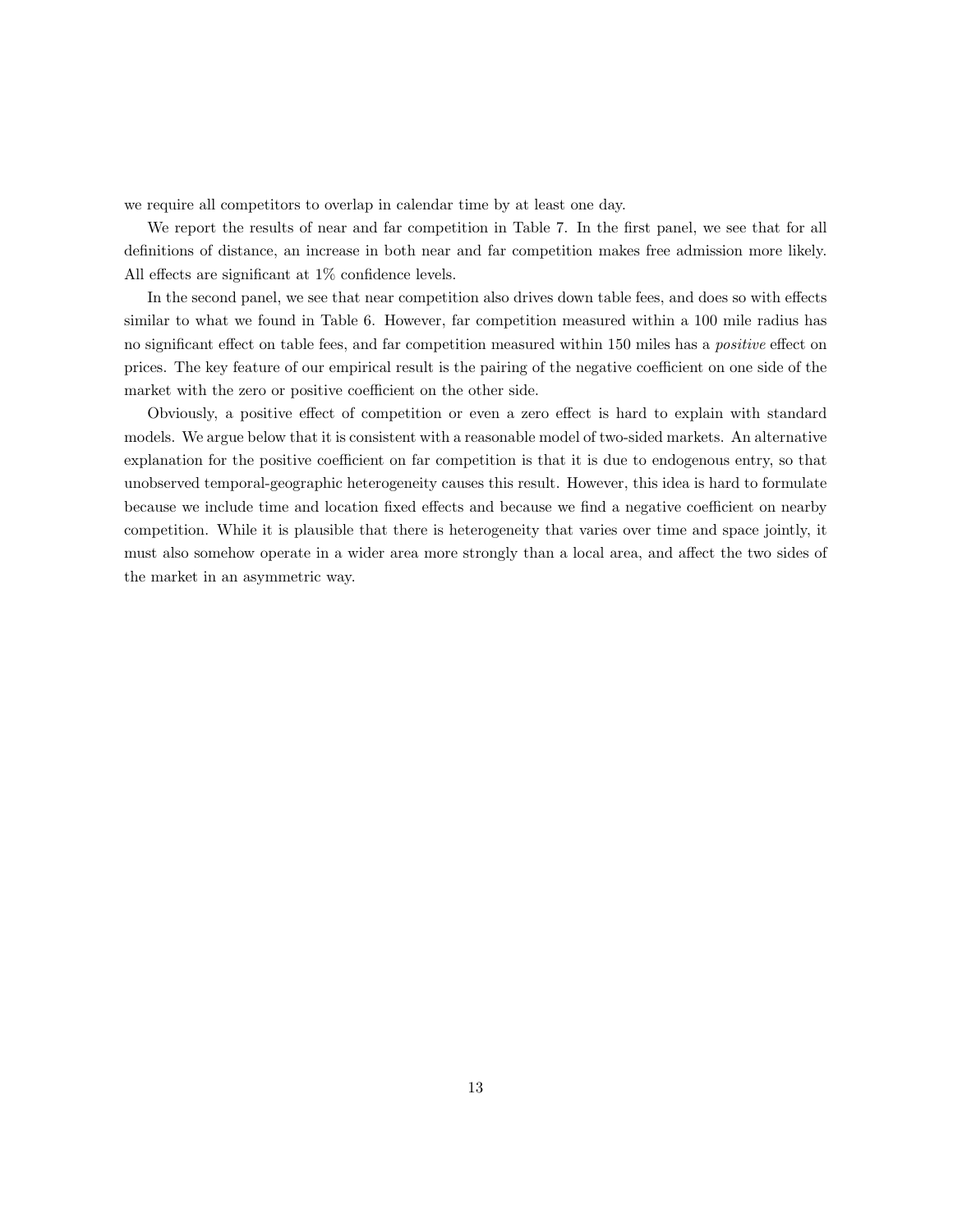we require all competitors to overlap in calendar time by at least one day.

We report the results of near and far competition in Table 7. In the first panel, we see that for all definitions of distance, an increase in both near and far competition makes free admission more likely. All effects are significant at 1% confidence levels.

In the second panel, we see that near competition also drives down table fees, and does so with effects similar to what we found in Table 6. However, far competition measured within a 100 mile radius has no significant effect on table fees, and far competition measured within 150 miles has a *positive* effect on prices. The key feature of our empirical result is the pairing of the negative coefficient on one side of the market with the zero or positive coefficient on the other side.

Obviously, a positive effect of competition or even a zero effect is hard to explain with standard models. We argue below that it is consistent with a reasonable model of two-sided markets. An alternative explanation for the positive coefficient on far competition is that it is due to endogenous entry, so that unobserved temporal-geographic heterogeneity causes this result. However, this idea is hard to formulate because we include time and location fixed effects and because we find a negative coefficient on nearby competition. While it is plausible that there is heterogeneity that varies over time and space jointly, it must also somehow operate in a wider area more strongly than a local area, and affect the two sides of the market in an asymmetric way.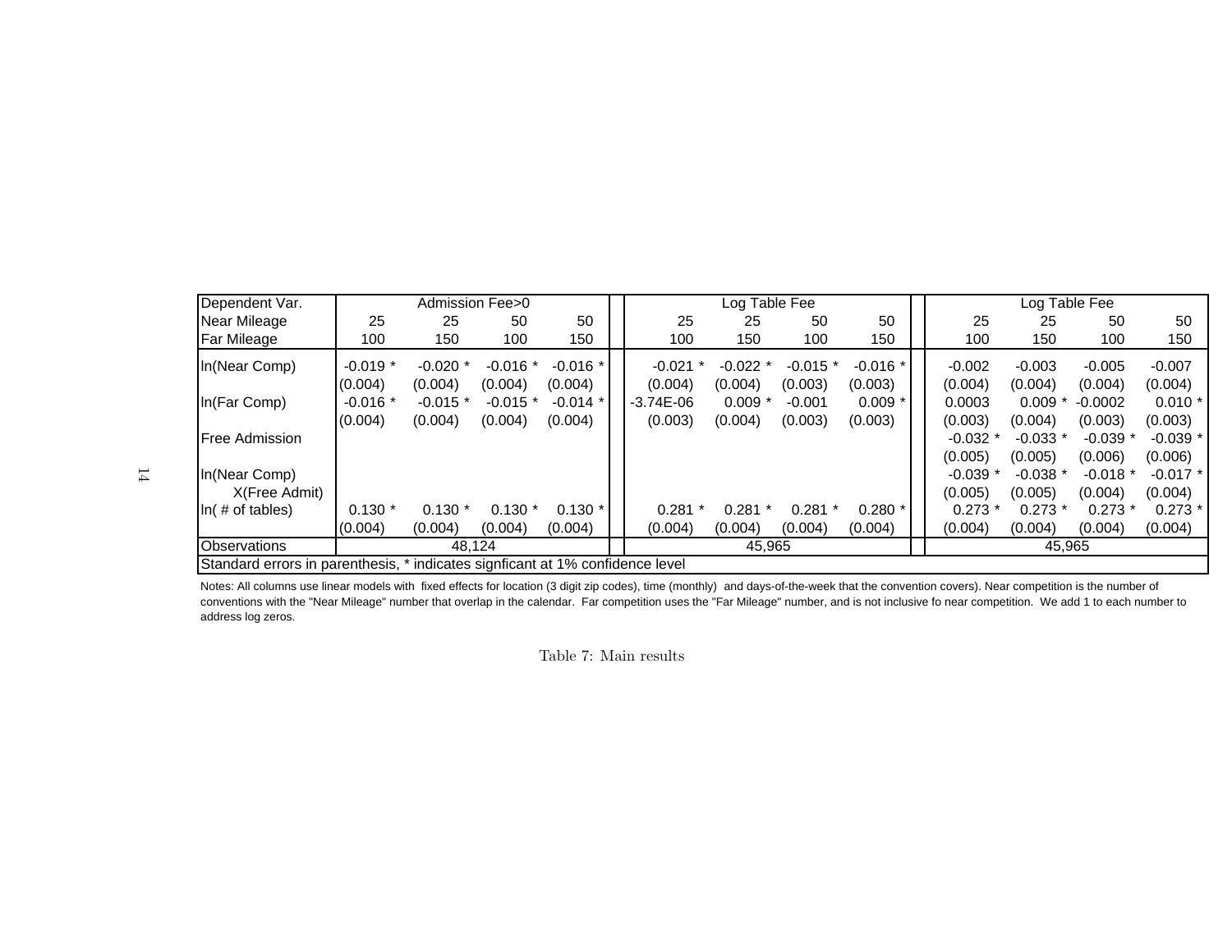| Dependent Var. | Admission Fee>0 | | | | Log Table Fee | | | | Log Table Fee | | | |
|---|---|---|---|---|---|---|---|---|---|---|---|---|
| Near Mileage | 25 | 25 | 50 | 50 | 25 | 25 | 50 | 50 | 25 | 25 | 50 | 50 |
| Far Mileage | 100 | 150 | 100 | 150 | 100 | 150 | 100 | 150 | 100 | 150 | 100 | 150 |
| ln(Near Comp) | -0.019 * | -0.020 * | -0.016 * | -0.016 * | -0.021 * | -0.022 * | -0.015 * | -0.016 * | -0.002 | -0.003 | -0.005 | -0.007 |
| | (0.004) | (0.004) | (0.004) | (0.004) | (0.004) | (0.004) | (0.003) | (0.003) | (0.004) | (0.004) | (0.004) | (0.004) |
| ln(Far Comp) | -0.016 * | -0.015 * | -0.015 * | -0.014 * | -3.74E-06 | 0.009 * | -0.001 | 0.009 * | 0.0003 | 0.009 * | -0.0002 | 0.010 * |
| | (0.004) | (0.004) | (0.004) | (0.004) | (0.003) | (0.004) | (0.003) | (0.003) | (0.003) | (0.004) | (0.003) | (0.003) |
| Free Admission | | | | | | | | | -0.032 * | -0.033 * | -0.039 * | -0.039 * |
| | | | | | | | | | (0.005) | (0.005) | (0.006) | (0.006) |
| ln(Near Comp) X(Free Admit) | | | | | | | | | -0.039 * | -0.038 * | -0.018 * | -0.017 * |
| | | | | | | | | | (0.005) | (0.005) | (0.004) | (0.004) |
| ln( # of tables) | 0.130 * | 0.130 * | 0.130 * | 0.130 * | 0.281 * | 0.281 * | 0.281 * | 0.280 * | 0.273 * | 0.273 * | 0.273 * | 0.273 * |
| | (0.004) | (0.004) | (0.004) | (0.004) | (0.004) | (0.004) | (0.004) | (0.004) | (0.004) | (0.004) | (0.004) | (0.004) |
| Observations | 48,124 | | | | 45,965 | | | | 45,965 | | | |

Standard errors in parenthesis, * indicates signficant at 1% confidence level

Notes: All columns use linear models with fixed effects for location (3 digit zip codes), time (monthly) and days-of-the-week that the convention covers). Near competition is the number of conventions with the "Near Mileage" number that overlap in the calendar. Far competition uses the "Far Mileage" number, and is not inclusive fo near competition. We add 1 to each number to address log zeros.

Table 7: Main results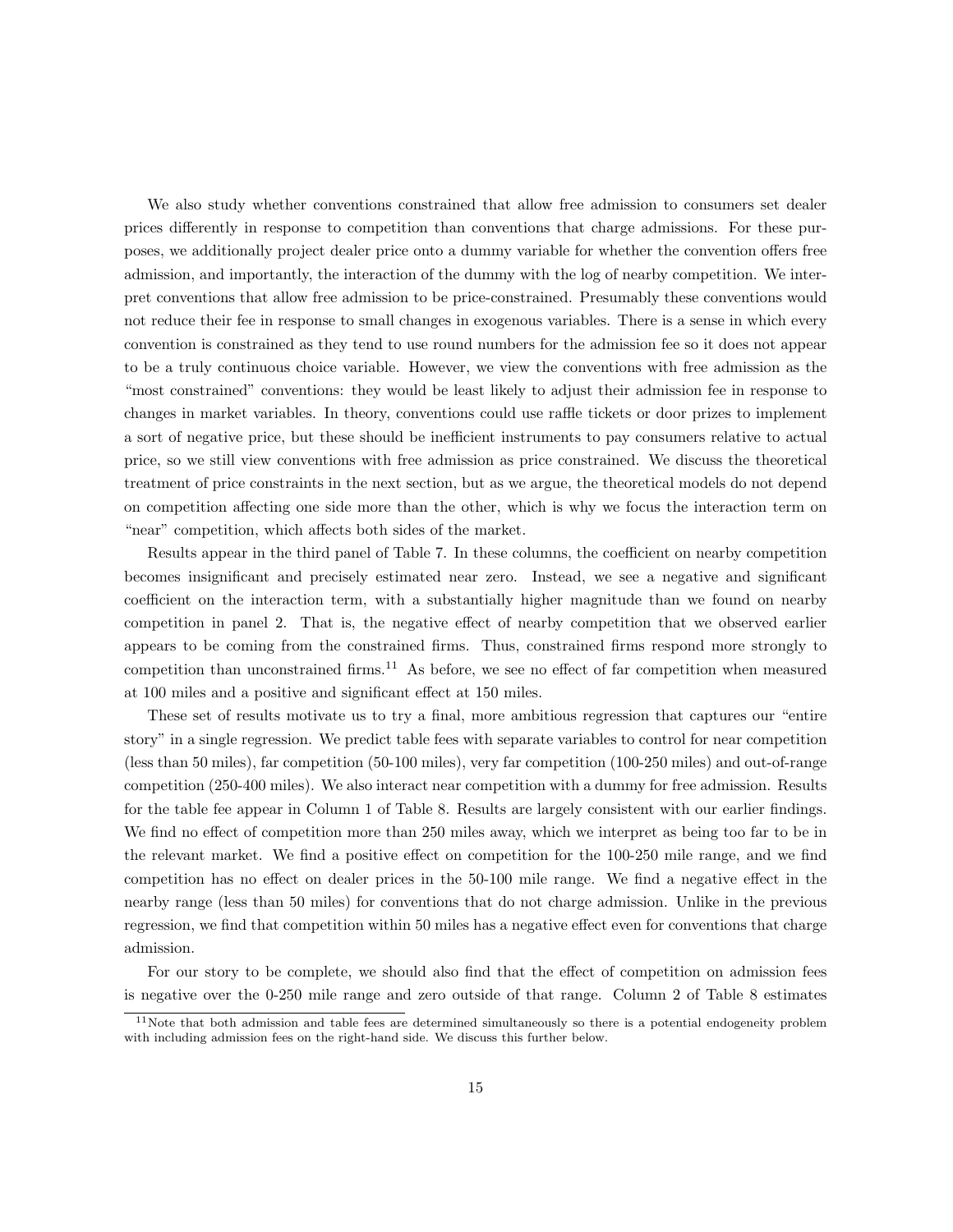We also study whether conventions constrained that allow free admission to consumers set dealer prices differently in response to competition than conventions that charge admissions. For these purposes, we additionally project dealer price onto a dummy variable for whether the convention offers free admission, and importantly, the interaction of the dummy with the log of nearby competition. We interpret conventions that allow free admission to be price-constrained. Presumably these conventions would not reduce their fee in response to small changes in exogenous variables. There is a sense in which every convention is constrained as they tend to use round numbers for the admission fee so it does not appear to be a truly continuous choice variable. However, we view the conventions with free admission as the "most constrained" conventions: they would be least likely to adjust their admission fee in response to changes in market variables. In theory, conventions could use raffle tickets or door prizes to implement a sort of negative price, but these should be inefficient instruments to pay consumers relative to actual price, so we still view conventions with free admission as price constrained. We discuss the theoretical treatment of price constraints in the next section, but as we argue, the theoretical models do not depend on competition affecting one side more than the other, which is why we focus the interaction term on "near" competition, which affects both sides of the market.

Results appear in the third panel of Table 7. In these columns, the coefficient on nearby competition becomes insignificant and precisely estimated near zero. Instead, we see a negative and significant coefficient on the interaction term, with a substantially higher magnitude than we found on nearby competition in panel 2. That is, the negative effect of nearby competition that we observed earlier appears to be coming from the constrained firms. Thus, constrained firms respond more strongly to competition than unconstrained firms.[11] As before, we see no effect of far competition when measured at 100 miles and a positive and significant effect at 150 miles.

These set of results motivate us to try a final, more ambitious regression that captures our "entire story" in a single regression. We predict table fees with separate variables to control for near competition (less than 50 miles), far competition (50-100 miles), very far competition (100-250 miles) and out-of-range competition (250-400 miles). We also interact near competition with a dummy for free admission. Results for the table fee appear in Column 1 of Table 8. Results are largely consistent with our earlier findings. We find no effect of competition more than 250 miles away, which we interpret as being too far to be in the relevant market. We find a positive effect on competition for the 100-250 mile range, and we find competition has no effect on dealer prices in the 50-100 mile range. We find a negative effect in the nearby range (less than 50 miles) for conventions that do not charge admission. Unlike in the previous regression, we find that competition within 50 miles has a negative effect even for conventions that charge admission.

For our story to be complete, we should also find that the effect of competition on admission fees is negative over the 0-250 mile range and zero outside of that range. Column 2 of Table 8 estimates

[11] Note that both admission and table fees are determined simultaneously so there is a potential endogeneity problem with including admission fees on the right-hand side. We discuss this further below.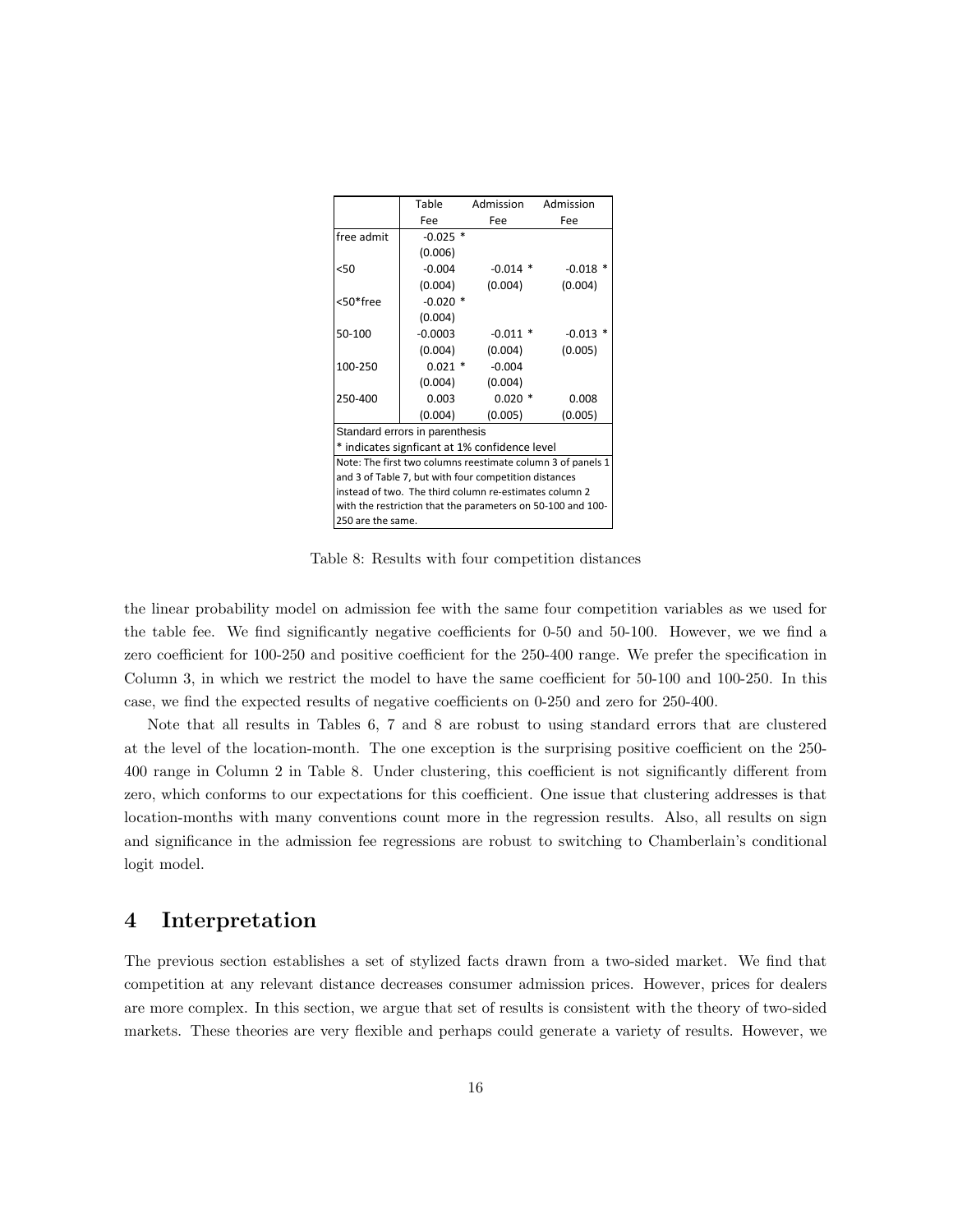| | Table Fee | Admission Fee | Admission Fee |
|---|---|---|---|
| free admit | -0.025 * | | |
| | (0.006) | | |
| <50 | -0.004 | -0.014 * | -0.018 * |
| | (0.004) | (0.004) | (0.004) |
| <50*free | -0.020 * | | |
| | (0.004) | | |
| 50-100 | -0.0003 | -0.011 * | -0.013 * |
| | (0.004) | (0.004) | (0.005) |
| 100-250 | 0.021 * | -0.004 | |
| | (0.004) | (0.004) | |
| 250-400 | 0.003 | 0.020 * | 0.008 |
| | (0.004) | (0.005) | (0.005) |

Standard errors in parenthesis

* indicates signficant at 1% confidence level

Note: The first two columns reestimate column 3 of panels 1 and 3 of Table 7, but with four competition distances instead of two. The third column re-estimates column 2 with the restriction that the parameters on 50-100 and 100-250 are the same.

Table 8: Results with four competition distances

the linear probability model on admission fee with the same four competition variables as we used for the table fee. We find significantly negative coefficients for 0-50 and 50-100. However, we we find a zero coefficient for 100-250 and positive coefficient for the 250-400 range. We prefer the specification in Column 3, in which we restrict the model to have the same coefficient for 50-100 and 100-250. In this case, we find the expected results of negative coefficients on 0-250 and zero for 250-400.

Note that all results in Tables 6, 7 and 8 are robust to using standard errors that are clustered at the level of the location-month. The one exception is the surprising positive coefficient on the 250-400 range in Column 2 in Table 8. Under clustering, this coefficient is not significantly different from zero, which conforms to our expectations for this coefficient. One issue that clustering addresses is that location-months with many conventions count more in the regression results. Also, all results on sign and significance in the admission fee regressions are robust to switching to Chamberlain's conditional logit model.

# 4 Interpretation

The previous section establishes a set of stylized facts drawn from a two-sided market. We find that competition at any relevant distance decreases consumer admission prices. However, prices for dealers are more complex. In this section, we argue that set of results is consistent with the theory of two-sided markets. These theories are very flexible and perhaps could generate a variety of results. However, we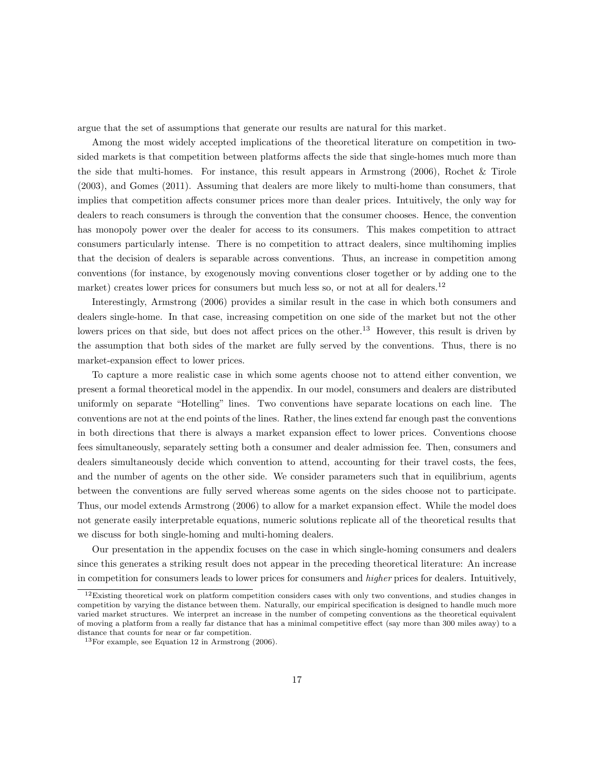argue that the set of assumptions that generate our results are natural for this market.

Among the most widely accepted implications of the theoretical literature on competition in two-sided markets is that competition between platforms affects the side that single-homes much more than the side that multi-homes. For instance, this result appears in Armstrong (2006), Rochet & Tirole (2003), and Gomes (2011). Assuming that dealers are more likely to multi-home than consumers, that implies that competition affects consumer prices more than dealer prices. Intuitively, the only way for dealers to reach consumers is through the convention that the consumer chooses. Hence, the convention has monopoly power over the dealer for access to its consumers. This makes competition to attract consumers particularly intense. There is no competition to attract dealers, since multihoming implies that the decision of dealers is separable across conventions. Thus, an increase in competition among conventions (for instance, by exogenously moving conventions closer together or by adding one to the market) creates lower prices for consumers but much less so, or not at all for dealers.[12]

Interestingly, Armstrong (2006) provides a similar result in the case in which both consumers and dealers single-home. In that case, increasing competition on one side of the market but not the other lowers prices on that side, but does not affect prices on the other.[13] However, this result is driven by the assumption that both sides of the market are fully served by the conventions. Thus, there is no market-expansion effect to lower prices.

To capture a more realistic case in which some agents choose not to attend either convention, we present a formal theoretical model in the appendix. In our model, consumers and dealers are distributed uniformly on separate "Hotelling" lines. Two conventions have separate locations on each line. The conventions are not at the end points of the lines. Rather, the lines extend far enough past the conventions in both directions that there is always a market expansion effect to lower prices. Conventions choose fees simultaneously, separately setting both a consumer and dealer admission fee. Then, consumers and dealers simultaneously decide which convention to attend, accounting for their travel costs, the fees, and the number of agents on the other side. We consider parameters such that in equilibrium, agents between the conventions are fully served whereas some agents on the sides choose not to participate. Thus, our model extends Armstrong (2006) to allow for a market expansion effect. While the model does not generate easily interpretable equations, numeric solutions replicate all of the theoretical results that we discuss for both single-homing and multi-homing dealers.

Our presentation in the appendix focuses on the case in which single-homing consumers and dealers since this generates a striking result does not appear in the preceding theoretical literature: An increase in competition for consumers leads to lower prices for consumers and *higher* prices for dealers. Intuitively,

[12] Existing theoretical work on platform competition considers cases with only two conventions, and studies changes in competition by varying the distance between them. Naturally, our empirical specification is designed to handle much more varied market structures. We interpret an increase in the number of competing conventions as the theoretical equivalent of moving a platform from a really far distance that has a minimal competitive effect (say more than 300 miles away) to a distance that counts for near or far competition.

[13] For example, see Equation 12 in Armstrong (2006).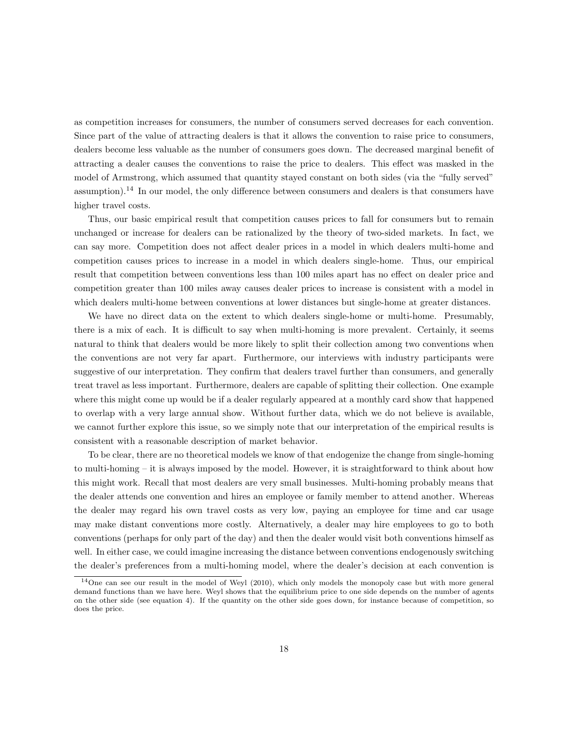as competition increases for consumers, the number of consumers served decreases for each convention. Since part of the value of attracting dealers is that it allows the convention to raise price to consumers, dealers become less valuable as the number of consumers goes down. The decreased marginal benefit of attracting a dealer causes the conventions to raise the price to dealers. This effect was masked in the model of Armstrong, which assumed that quantity stayed constant on both sides (via the "fully served" assumption).[14] In our model, the only difference between consumers and dealers is that consumers have higher travel costs.

Thus, our basic empirical result that competition causes prices to fall for consumers but to remain unchanged or increase for dealers can be rationalized by the theory of two-sided markets. In fact, we can say more. Competition does not affect dealer prices in a model in which dealers multi-home and competition causes prices to increase in a model in which dealers single-home. Thus, our empirical result that competition between conventions less than 100 miles apart has no effect on dealer price and competition greater than 100 miles away causes dealer prices to increase is consistent with a model in which dealers multi-home between conventions at lower distances but single-home at greater distances.

We have no direct data on the extent to which dealers single-home or multi-home. Presumably, there is a mix of each. It is difficult to say when multi-homing is more prevalent. Certainly, it seems natural to think that dealers would be more likely to split their collection among two conventions when the conventions are not very far apart. Furthermore, our interviews with industry participants were suggestive of our interpretation. They confirm that dealers travel further than consumers, and generally treat travel as less important. Furthermore, dealers are capable of splitting their collection. One example where this might come up would be if a dealer regularly appeared at a monthly card show that happened to overlap with a very large annual show. Without further data, which we do not believe is available, we cannot further explore this issue, so we simply note that our interpretation of the empirical results is consistent with a reasonable description of market behavior.

To be clear, there are no theoretical models we know of that endogenize the change from single-homing to multi-homing – it is always imposed by the model. However, it is straightforward to think about how this might work. Recall that most dealers are very small businesses. Multi-homing probably means that the dealer attends one convention and hires an employee or family member to attend another. Whereas the dealer may regard his own travel costs as very low, paying an employee for time and car usage may make distant conventions more costly. Alternatively, a dealer may hire employees to go to both conventions (perhaps for only part of the day) and then the dealer would visit both conventions himself as well. In either case, we could imagine increasing the distance between conventions endogenously switching the dealer's preferences from a multi-homing model, where the dealer's decision at each convention is

[14] One can see our result in the model of Weyl (2010), which only models the monopoly case but with more general demand functions than we have here. Weyl shows that the equilibrium price to one side depends on the number of agents on the other side (see equation 4). If the quantity on the other side goes down, for instance because of competition, so does the price.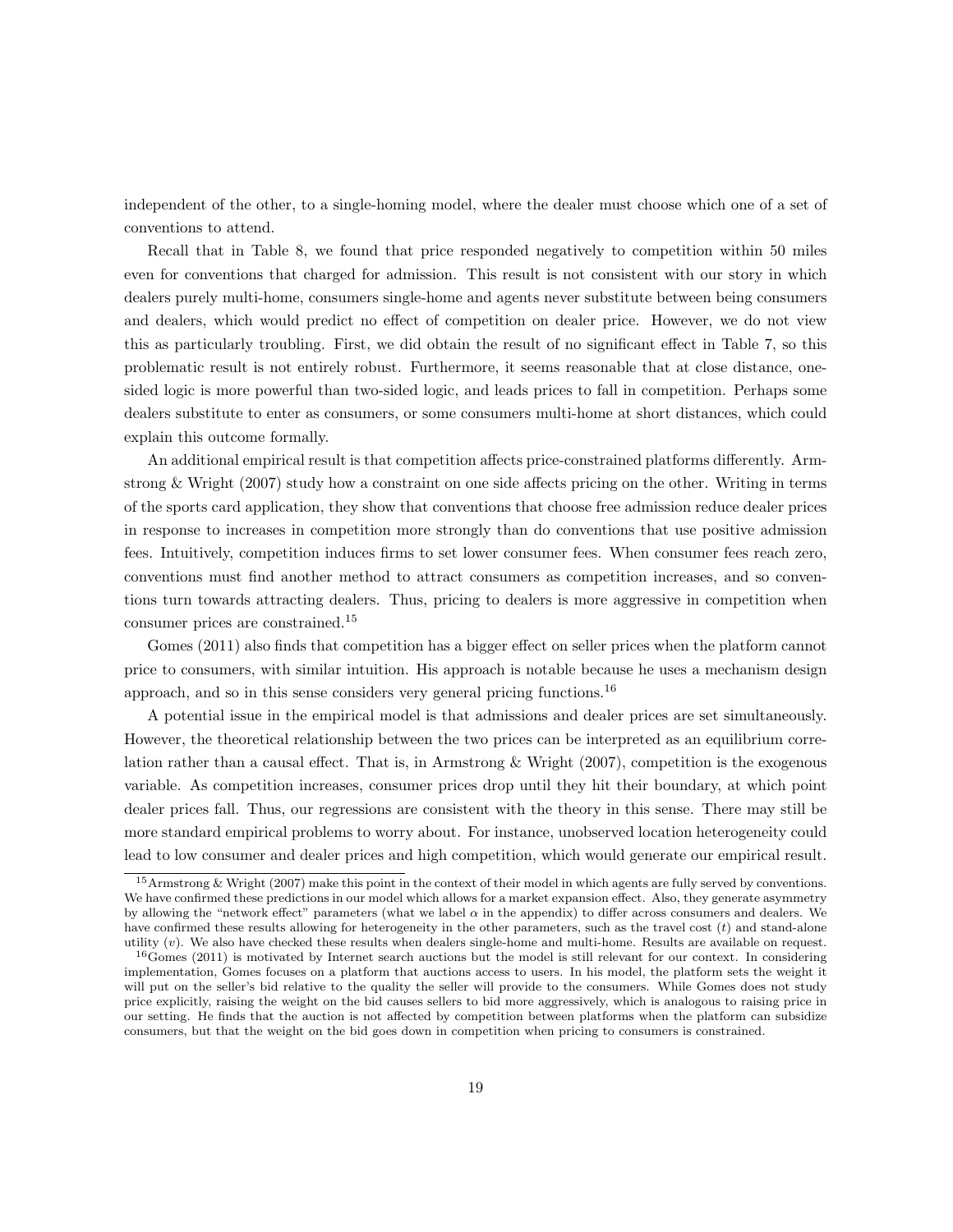independent of the other, to a single-homing model, where the dealer must choose which one of a set of conventions to attend.

Recall that in Table 8, we found that price responded negatively to competition within 50 miles even for conventions that charged for admission. This result is not consistent with our story in which dealers purely multi-home, consumers single-home and agents never substitute between being consumers and dealers, which would predict no effect of competition on dealer price. However, we do not view this as particularly troubling. First, we did obtain the result of no significant effect in Table 7, so this problematic result is not entirely robust. Furthermore, it seems reasonable that at close distance, one-sided logic is more powerful than two-sided logic, and leads prices to fall in competition. Perhaps some dealers substitute to enter as consumers, or some consumers multi-home at short distances, which could explain this outcome formally.

An additional empirical result is that competition affects price-constrained platforms differently. Armstrong & Wright (2007) study how a constraint on one side affects pricing on the other. Writing in terms of the sports card application, they show that conventions that choose free admission reduce dealer prices in response to increases in competition more strongly than do conventions that use positive admission fees. Intuitively, competition induces firms to set lower consumer fees. When consumer fees reach zero, conventions must find another method to attract consumers as competition increases, and so conventions turn towards attracting dealers. Thus, pricing to dealers is more aggressive in competition when consumer prices are constrained.[15]

Gomes (2011) also finds that competition has a bigger effect on seller prices when the platform cannot price to consumers, with similar intuition. His approach is notable because he uses a mechanism design approach, and so in this sense considers very general pricing functions.[16]

A potential issue in the empirical model is that admissions and dealer prices are set simultaneously. However, the theoretical relationship between the two prices can be interpreted as an equilibrium correlation rather than a causal effect. That is, in Armstrong & Wright (2007), competition is the exogenous variable. As competition increases, consumer prices drop until they hit their boundary, at which point dealer prices fall. Thus, our regressions are consistent with the theory in this sense. There may still be more standard empirical problems to worry about. For instance, unobserved location heterogeneity could lead to low consumer and dealer prices and high competition, which would generate our empirical result.

[15] Armstrong & Wright (2007) make this point in the context of their model in which agents are fully served by conventions. We have confirmed these predictions in our model which allows for a market expansion effect. Also, they generate asymmetry by allowing the "network effect" parameters (what we label $\alpha$ in the appendix) to differ across consumers and dealers. We have confirmed these results allowing for heterogeneity in the other parameters, such as the travel cost ($t$) and stand-alone utility ($v$). We also have checked these results when dealers single-home and multi-home. Results are available on request.

[16] Gomes (2011) is motivated by Internet search auctions but the model is still relevant for our context. In considering implementation, Gomes focuses on a platform that auctions access to users. In his model, the platform sets the weight it will put on the seller's bid relative to the quality the seller will provide to the consumers. While Gomes does not study price explicitly, raising the weight on the bid causes sellers to bid more aggressively, which is analogous to raising price in our setting. He finds that the auction is not affected by competition between platforms when the platform can subsidize consumers, but that the weight on the bid goes down in competition when pricing to consumers is constrained.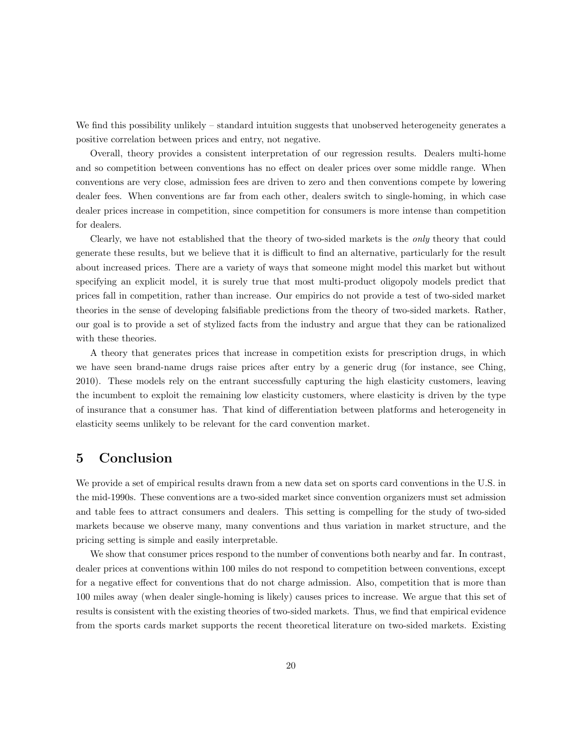We find this possibility unlikely – standard intuition suggests that unobserved heterogeneity generates a positive correlation between prices and entry, not negative.

Overall, theory provides a consistent interpretation of our regression results. Dealers multi-home and so competition between conventions has no effect on dealer prices over some middle range. When conventions are very close, admission fees are driven to zero and then conventions compete by lowering dealer fees. When conventions are far from each other, dealers switch to single-homing, in which case dealer prices increase in competition, since competition for consumers is more intense than competition for dealers.

Clearly, we have not established that the theory of two-sided markets is the *only* theory that could generate these results, but we believe that it is difficult to find an alternative, particularly for the result about increased prices. There are a variety of ways that someone might model this market but without specifying an explicit model, it is surely true that most multi-product oligopoly models predict that prices fall in competition, rather than increase. Our empirics do not provide a test of two-sided market theories in the sense of developing falsifiable predictions from the theory of two-sided markets. Rather, our goal is to provide a set of stylized facts from the industry and argue that they can be rationalized with these theories.

A theory that generates prices that increase in competition exists for prescription drugs, in which we have seen brand-name drugs raise prices after entry by a generic drug (for instance, see Ching, 2010). These models rely on the entrant successfully capturing the high elasticity customers, leaving the incumbent to exploit the remaining low elasticity customers, where elasticity is driven by the type of insurance that a consumer has. That kind of differentiation between platforms and heterogeneity in elasticity seems unlikely to be relevant for the card convention market.

# 5 Conclusion

We provide a set of empirical results drawn from a new data set on sports card conventions in the U.S. in the mid-1990s. These conventions are a two-sided market since convention organizers must set admission and table fees to attract consumers and dealers. This setting is compelling for the study of two-sided markets because we observe many, many conventions and thus variation in market structure, and the pricing setting is simple and easily interpretable.

We show that consumer prices respond to the number of conventions both nearby and far. In contrast, dealer prices at conventions within 100 miles do not respond to competition between conventions, except for a negative effect for conventions that do not charge admission. Also, competition that is more than 100 miles away (when dealer single-homing is likely) causes prices to increase. We argue that this set of results is consistent with the existing theories of two-sided markets. Thus, we find that empirical evidence from the sports cards market supports the recent theoretical literature on two-sided markets. Existing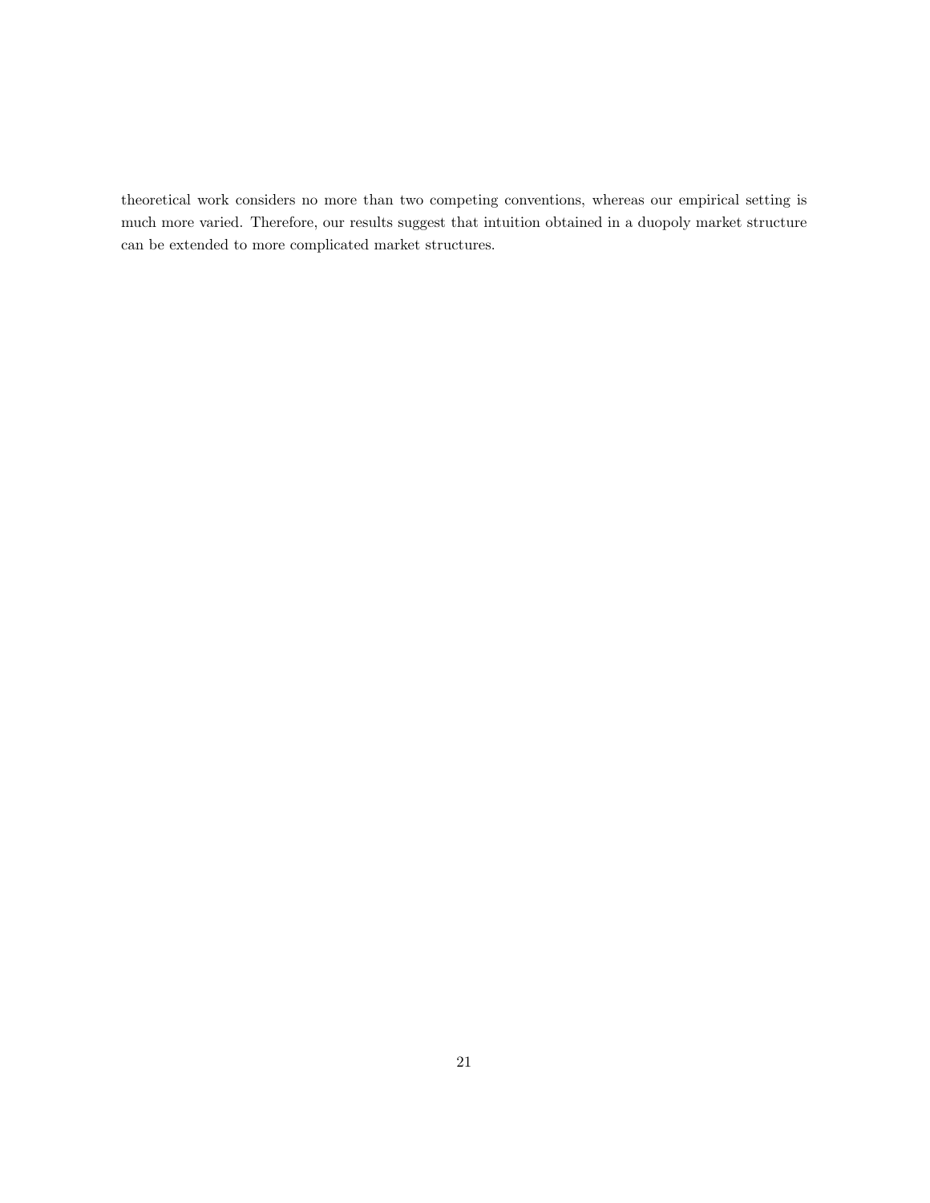theoretical work considers no more than two competing conventions, whereas our empirical setting is much more varied. Therefore, our results suggest that intuition obtained in a duopoly market structure can be extended to more complicated market structures.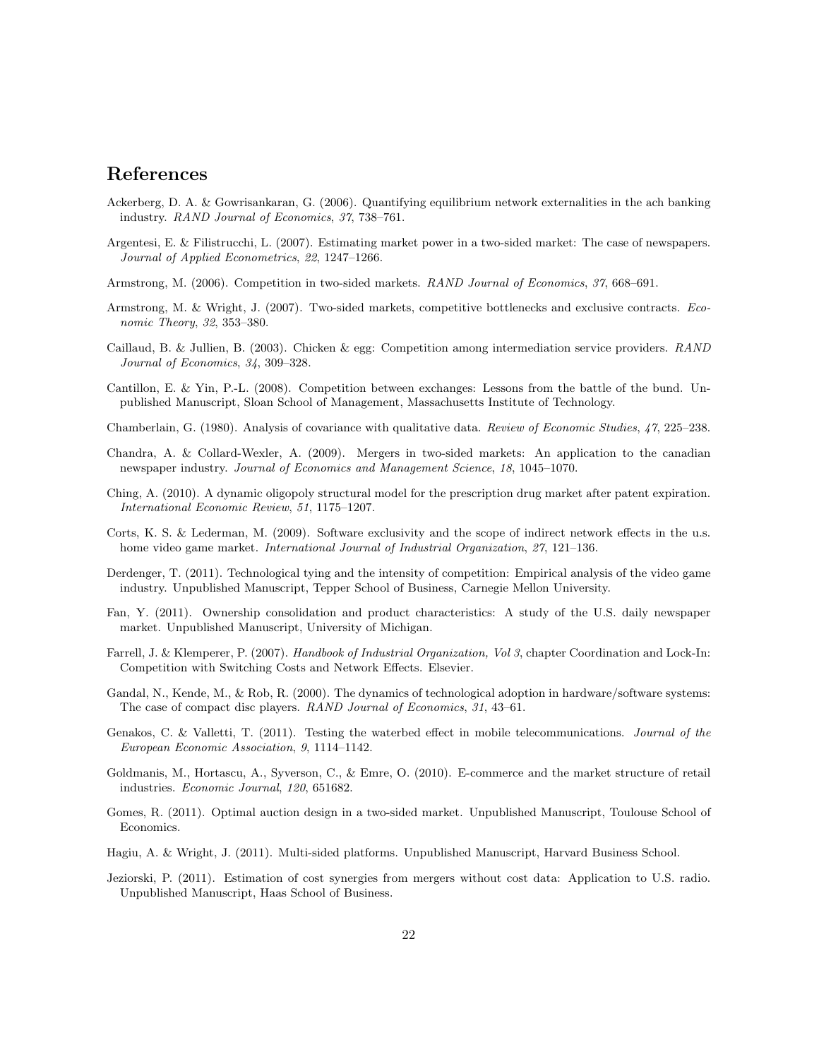## References

Ackerberg, D. A. & Gowrisankaran, G. (2006). Quantifying equilibrium network externalities in the ach banking industry. *RAND Journal of Economics*, *37*, 738–761.

Argentesi, E. & Filistrucchi, L. (2007). Estimating market power in a two-sided market: The case of newspapers. *Journal of Applied Econometrics*, *22*, 1247–1266.

Armstrong, M. (2006). Competition in two-sided markets. *RAND Journal of Economics*, *37*, 668–691.

Armstrong, M. & Wright, J. (2007). Two-sided markets, competitive bottlenecks and exclusive contracts. *Economic Theory*, *32*, 353–380.

Caillaud, B. & Jullien, B. (2003). Chicken & egg: Competition among intermediation service providers. *RAND Journal of Economics*, *34*, 309–328.

Cantillon, E. & Yin, P.-L. (2008). Competition between exchanges: Lessons from the battle of the bund. Unpublished Manuscript, Sloan School of Management, Massachusetts Institute of Technology.

Chamberlain, G. (1980). Analysis of covariance with qualitative data. *Review of Economic Studies*, *47*, 225–238.

Chandra, A. & Collard-Wexler, A. (2009). Mergers in two-sided markets: An application to the canadian newspaper industry. *Journal of Economics and Management Science*, *18*, 1045–1070.

Ching, A. (2010). A dynamic oligopoly structural model for the prescription drug market after patent expiration. *International Economic Review*, *51*, 1175–1207.

Corts, K. S. & Lederman, M. (2009). Software exclusivity and the scope of indirect network effects in the u.s. home video game market. *International Journal of Industrial Organization*, *27*, 121–136.

Derdenger, T. (2011). Technological tying and the intensity of competition: Empirical analysis of the video game industry. Unpublished Manuscript, Tepper School of Business, Carnegie Mellon University.

Fan, Y. (2011). Ownership consolidation and product characteristics: A study of the U.S. daily newspaper market. Unpublished Manuscript, University of Michigan.

Farrell, J. & Klemperer, P. (2007). *Handbook of Industrial Organization, Vol 3*, chapter Coordination and Lock-In: Competition with Switching Costs and Network Effects. Elsevier.

Gandal, N., Kende, M., & Rob, R. (2000). The dynamics of technological adoption in hardware/software systems: The case of compact disc players. *RAND Journal of Economics*, *31*, 43–61.

Genakos, C. & Valletti, T. (2011). Testing the waterbed effect in mobile telecommunications. *Journal of the European Economic Association*, *9*, 1114–1142.

Goldmanis, M., Hortacsu, A., Syverson, C., & Emre, O. (2010). E-commerce and the market structure of retail industries. *Economic Journal*, *120*, 651682.

Gomes, R. (2011). Optimal auction design in a two-sided market. Unpublished Manuscript, Toulouse School of Economics.

Hagiu, A. & Wright, J. (2011). Multi-sided platforms. Unpublished Manuscript, Harvard Business School.

Jeziorski, P. (2011). Estimation of cost synergies from mergers without cost data: Application to U.S. radio. Unpublished Manuscript, Haas School of Business.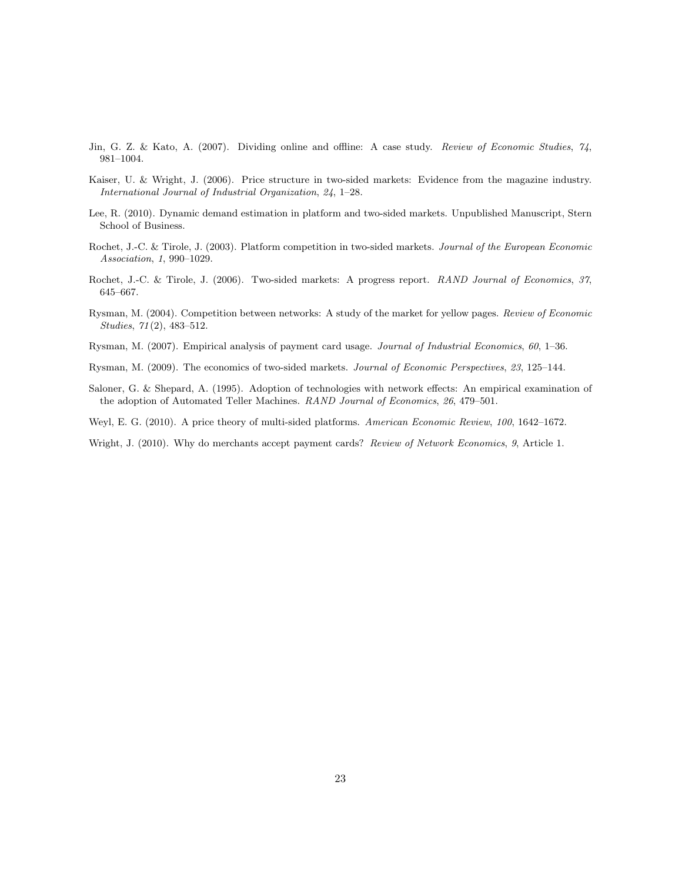Jin, G. Z. & Kato, A. (2007). Dividing online and offline: A case study. *Review of Economic Studies*, *74*, 981–1004.

Kaiser, U. & Wright, J. (2006). Price structure in two-sided markets: Evidence from the magazine industry. *International Journal of Industrial Organization*, *24*, 1–28.

Lee, R. (2010). Dynamic demand estimation in platform and two-sided markets. Unpublished Manuscript, Stern School of Business.

Rochet, J.-C. & Tirole, J. (2003). Platform competition in two-sided markets. *Journal of the European Economic Association*, *1*, 990–1029.

Rochet, J.-C. & Tirole, J. (2006). Two-sided markets: A progress report. *RAND Journal of Economics*, *37*, 645–667.

Rysman, M. (2004). Competition between networks: A study of the market for yellow pages. *Review of Economic Studies*, *71*(2), 483–512.

Rysman, M. (2007). Empirical analysis of payment card usage. *Journal of Industrial Economics*, *60*, 1–36.

Rysman, M. (2009). The economics of two-sided markets. *Journal of Economic Perspectives*, *23*, 125–144.

Saloner, G. & Shepard, A. (1995). Adoption of technologies with network effects: An empirical examination of the adoption of Automated Teller Machines. *RAND Journal of Economics*, *26*, 479–501.

Weyl, E. G. (2010). A price theory of multi-sided platforms. *American Economic Review*, *100*, 1642–1672.

Wright, J. (2010). Why do merchants accept payment cards? *Review of Network Economics*, *9*, Article 1.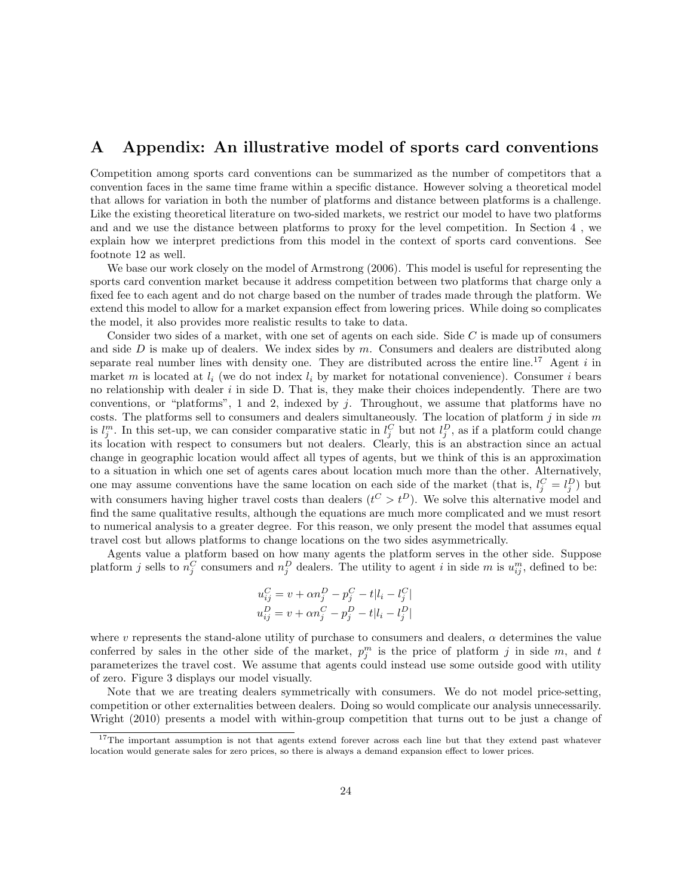# A Appendix: An illustrative model of sports card conventions

Competition among sports card conventions can be summarized as the number of competitors that a convention faces in the same time frame within a specific distance. However solving a theoretical model that allows for variation in both the number of platforms and distance between platforms is a challenge. Like the existing theoretical literature on two-sided markets, we restrict our model to have two platforms and and we use the distance between platforms to proxy for the level competition. In Section 4 , we explain how we interpret predictions from this model in the context of sports card conventions. See footnote 12 as well.

We base our work closely on the model of Armstrong (2006). This model is useful for representing the sports card convention market because it address competition between two platforms that charge only a fixed fee to each agent and do not charge based on the number of trades made through the platform. We extend this model to allow for a market expansion effect from lowering prices. While doing so complicates the model, it also provides more realistic results to take to data.

Consider two sides of a market, with one set of agents on each side. Side $C$ is made up of consumers and side $D$ is make up of dealers. We index sides by $m$. Consumers and dealers are distributed along separate real number lines with density one. They are distributed across the entire line.[17] Agent $i$ in market $m$ is located at $l_i$ (we do not index $l_i$ by market for notational convenience). Consumer $i$ bears no relationship with dealer $i$ in side D. That is, they make their choices independently. There are two conventions, or "platforms", 1 and 2, indexed by $j$. Throughout, we assume that platforms have no costs. The platforms sell to consumers and dealers simultaneously. The location of platform $j$ in side $m$ is $l_j^m$. In this set-up, we can consider comparative static in $l_j^C$ but not $l_j^D$, as if a platform could change its location with respect to consumers but not dealers. Clearly, this is an abstraction since an actual change in geographic location would affect all types of agents, but we think of this is an approximation to a situation in which one set of agents cares about location much more than the other. Alternatively, one may assume conventions have the same location on each side of the market (that is, $l_j^C = l_j^D$) but with consumers having higher travel costs than dealers ($t^C > t^D$). We solve this alternative model and find the same qualitative results, although the equations are much more complicated and we must resort to numerical analysis to a greater degree. For this reason, we only present the model that assumes equal travel cost but allows platforms to change locations on the two sides asymmetrically.

Agents value a platform based on how many agents the platform serves in the other side. Suppose platform $j$ sells to $n_j^C$ consumers and $n_j^D$ dealers. The utility to agent $i$ in side $m$ is $u_{ij}^m$, defined to be:

$$u_{ij}^C = v + \alpha n_j^D - p_j^C - t|l_i - l_j^C|$$
$$u_{ij}^D = v + \alpha n_j^C - p_j^D - t|l_i - l_j^D|$$

where $v$ represents the stand-alone utility of purchase to consumers and dealers, $\alpha$ determines the value conferred by sales in the other side of the market, $p_j^m$ is the price of platform $j$ in side $m$, and $t$ parameterizes the travel cost. We assume that agents could instead use some outside good with utility of zero. Figure 3 displays our model visually.

Note that we are treating dealers symmetrically with consumers. We do not model price-setting, competition or other externalities between dealers. Doing so would complicate our analysis unnecessarily. Wright (2010) presents a model with within-group competition that turns out to be just a change of

[17] The important assumption is not that agents extend forever across each line but that they extend past whatever location would generate sales for zero prices, so there is always a demand expansion effect to lower prices.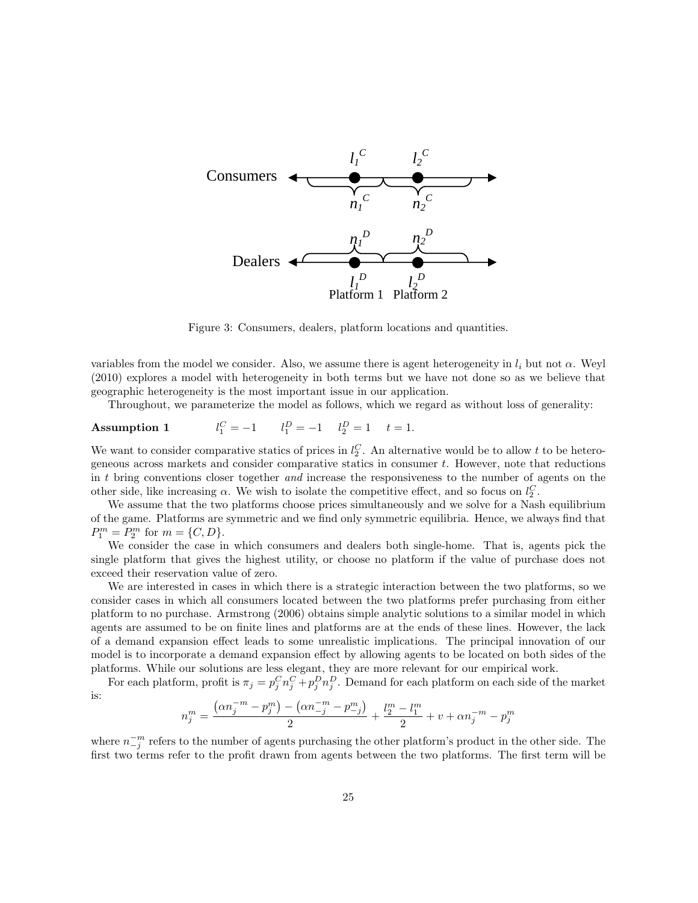Figure 3: Consumers, dealers, platform locations and quantities.

variables from the model we consider. Also, we assume there is agent heterogeneity in $l_i$ but not $\alpha$. Weyl (2010) explores a model with heterogeneity in both terms but we have not done so as we believe that geographic heterogeneity is the most important issue in our application.

Throughout, we parameterize the model as follows, which we regard as without loss of generality:

**Assumption 1** $\quad l_1^C = -1 \quad l_1^D = -1 \quad l_2^D = 1 \quad t = 1.$

We want to consider comparative statics of prices in $l_2^C$. An alternative would be to allow $t$ to be heterogeneous across markets and consider comparative statics in consumer $t$. However, note that reductions in $t$ bring conventions closer together *and* increase the responsiveness to the number of agents on the other side, like increasing $\alpha$. We wish to isolate the competitive effect, and so focus on $l_2^C$.

We assume that the two platforms choose prices simultaneously and we solve for a Nash equilibrium of the game. Platforms are symmetric and we find only symmetric equilibria. Hence, we always find that $P_1^m = P_2^m$ for $m = \{C, D\}$.

We consider the case in which consumers and dealers both single-home. That is, agents pick the single platform that gives the highest utility, or choose no platform if the value of purchase does not exceed their reservation value of zero.

We are interested in cases in which there is a strategic interaction between the two platforms, so we consider cases in which all consumers located between the two platforms prefer purchasing from either platform to no purchase. Armstrong (2006) obtains simple analytic solutions to a similar model in which agents are assumed to be on finite lines and platforms are at the ends of these lines. However, the lack of a demand expansion effect leads to some unrealistic implications. The principal innovation of our model is to incorporate a demand expansion effect by allowing agents to be located on both sides of the platforms. While our solutions are less elegant, they are more relevant for our empirical work.

For each platform, profit is $\pi_j = p_j^C n_j^C + p_j^D n_j^D$. Demand for each platform on each side of the market is:

$$n_j^m = \frac{\left(\alpha n_j^{-m} - p_j^m\right) - \left(\alpha n_{-j}^{-m} - p_{-j}^m\right)}{2} + \frac{l_2^m - l_1^m}{2} + v + \alpha n_j^{-m} - p_j^m$$

where $n_{-j}^{-m}$ refers to the number of agents purchasing the other platform's product in the other side. The first two terms refer to the profit drawn from agents between the two platforms. The first term will be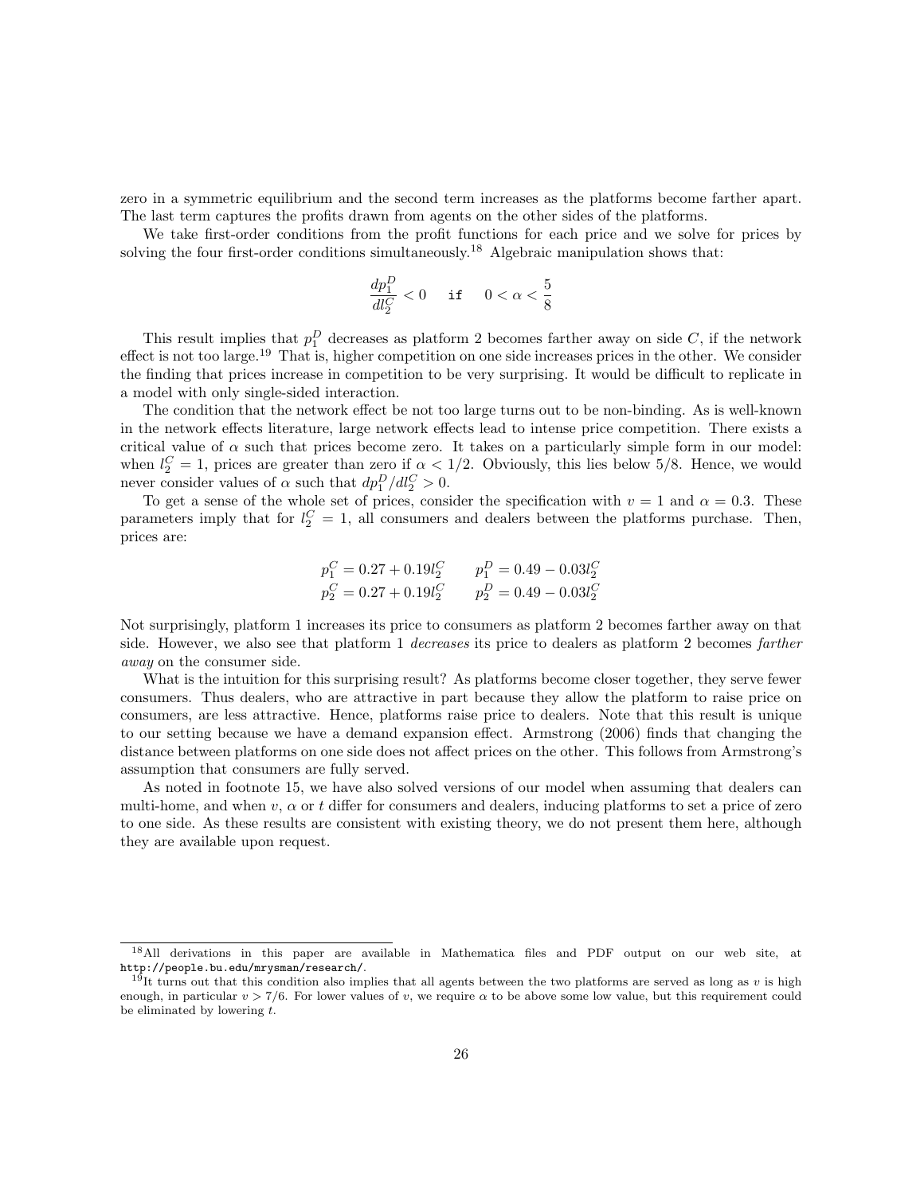zero in a symmetric equilibrium and the second term increases as the platforms become farther apart. The last term captures the profits drawn from agents on the other sides of the platforms.

We take first-order conditions from the profit functions for each price and we solve for prices by solving the four first-order conditions simultaneously.[18] Algebraic manipulation shows that:

$$\frac{dp_1^D}{dl_2^C} < 0 \quad \texttt{if} \quad 0 < \alpha < \frac{5}{8}$$

This result implies that $p_1^D$ decreases as platform 2 becomes farther away on side $C$, if the network effect is not too large.[19] That is, higher competition on one side increases prices in the other. We consider the finding that prices increase in competition to be very surprising. It would be difficult to replicate in a model with only single-sided interaction.

The condition that the network effect be not too large turns out to be non-binding. As is well-known in the network effects literature, large network effects lead to intense price competition. There exists a critical value of $\alpha$ such that prices become zero. It takes on a particularly simple form in our model: when $l_2^C = 1$, prices are greater than zero if $\alpha < 1/2$. Obviously, this lies below 5/8. Hence, we would never consider values of $\alpha$ such that $dp_1^D/dl_2^C > 0$.

To get a sense of the whole set of prices, consider the specification with $v = 1$ and $\alpha = 0.3$. These parameters imply that for $l_2^C = 1$, all consumers and dealers between the platforms purchase. Then, prices are:

$$\begin{aligned} p_1^C &= 0.27 + 0.19 l_2^C & \qquad p_1^D &= 0.49 - 0.03 l_2^C \\ p_2^C &= 0.27 + 0.19 l_2^C & \qquad p_2^D &= 0.49 - 0.03 l_2^C \end{aligned}$$

Not surprisingly, platform 1 increases its price to consumers as platform 2 becomes farther away on that side. However, we also see that platform 1 *decreases* its price to dealers as platform 2 becomes *farther away* on the consumer side.

What is the intuition for this surprising result? As platforms become closer together, they serve fewer consumers. Thus dealers, who are attractive in part because they allow the platform to raise price on consumers, are less attractive. Hence, platforms raise price to dealers. Note that this result is unique to our setting because we have a demand expansion effect. Armstrong (2006) finds that changing the distance between platforms on one side does not affect prices on the other. This follows from Armstrong's assumption that consumers are fully served.

As noted in footnote 15, we have also solved versions of our model when assuming that dealers can multi-home, and when $v$, $\alpha$ or $t$ differ for consumers and dealers, inducing platforms to set a price of zero to one side. As these results are consistent with existing theory, we do not present them here, although they are available upon request.

[18] All derivations in this paper are available in Mathematica files and PDF output on our web site, at `http://people.bu.edu/mrysman/research/`.

[19] It turns out that this condition also implies that all agents between the two platforms are served as long as $v$ is high enough, in particular $v > 7/6$. For lower values of $v$, we require $\alpha$ to be above some low value, but this requirement could be eliminated by lowering $t$.